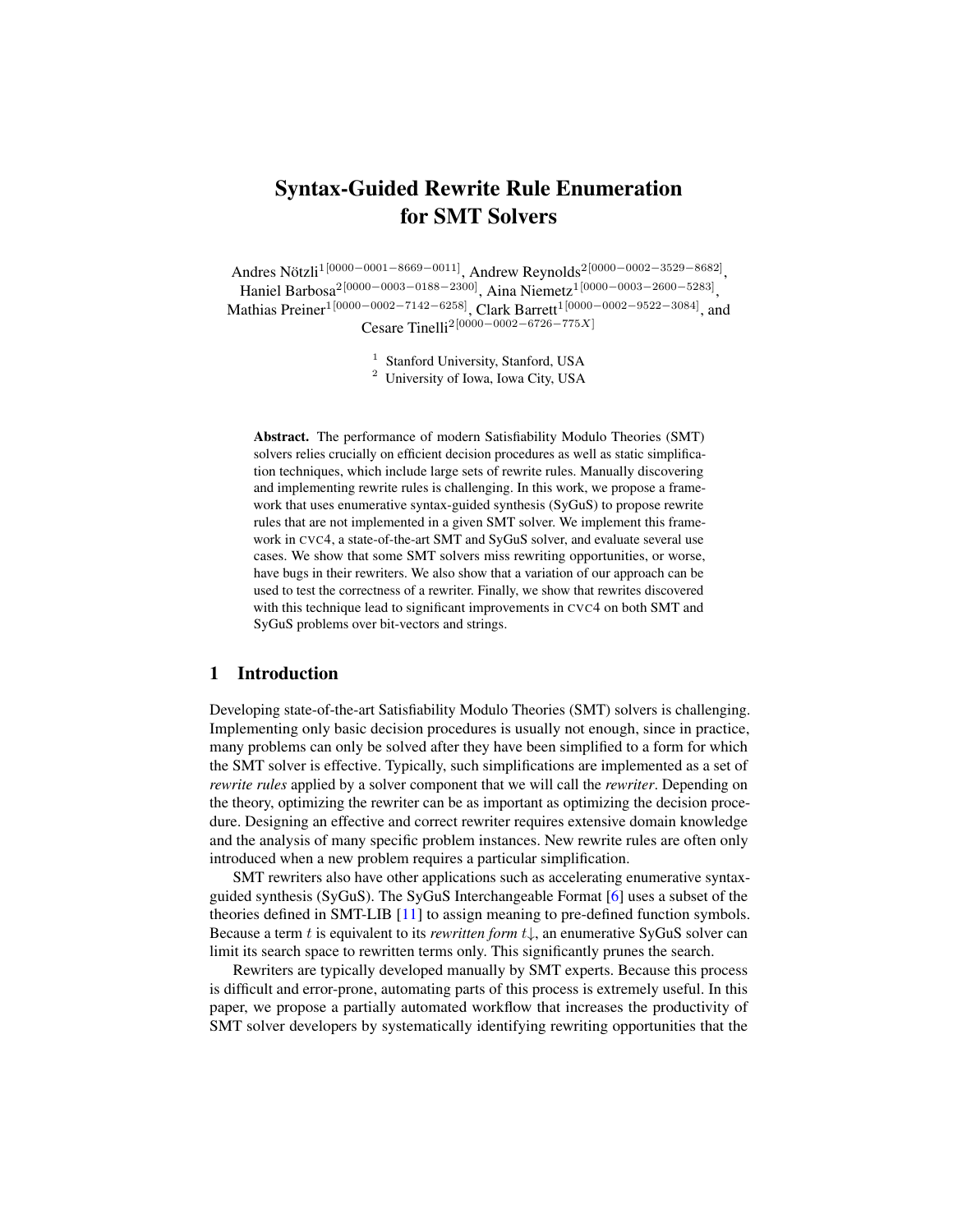# Syntax-Guided Rewrite Rule Enumeration for SMT Solvers

Andres Nötzli[1 [0000−0001−8669−0011]], Andrew Reynolds[2 [0000−0002−3529−8682]], Haniel Barbosa[2 [0000−0003−0188−2300]], Aina Niemetz[1 [0000−0003−2600−5283]], Mathias Preiner[1 [0000−0002−7142−6258]], Clark Barrett[1 [0000−0002−9522−3084]], and Cesare Tinelli[2 [0000−0002−6726−775X]]

[1] Stanford University, Stanford, USA
[2] University of Iowa, Iowa City, USA

**Abstract.** The performance of modern Satisfiability Modulo Theories (SMT) solvers relies crucially on efficient decision procedures as well as static simplification techniques, which include large sets of rewrite rules. Manually discovering and implementing rewrite rules is challenging. In this work, we propose a framework that uses enumerative syntax-guided synthesis (SyGuS) to propose rewrite rules that are not implemented in a given SMT solver. We implement this framework in CVC4, a state-of-the-art SMT and SyGuS solver, and evaluate several use cases. We show that some SMT solvers miss rewriting opportunities, or worse, have bugs in their rewriters. We also show that a variation of our approach can be used to test the correctness of a rewriter. Finally, we show that rewrites discovered with this technique lead to significant improvements in CVC4 on both SMT and SyGuS problems over bit-vectors and strings.

## 1 Introduction

Developing state-of-the-art Satisfiability Modulo Theories (SMT) solvers is challenging. Implementing only basic decision procedures is usually not enough, since in practice, many problems can only be solved after they have been simplified to a form for which the SMT solver is effective. Typically, such simplifications are implemented as a set of *rewrite rules* applied by a solver component that we will call the *rewriter*. Depending on the theory, optimizing the rewriter can be as important as optimizing the decision procedure. Designing an effective and correct rewriter requires extensive domain knowledge and the analysis of many specific problem instances. New rewrite rules are often only introduced when a new problem requires a particular simplification.

SMT rewriters also have other applications such as accelerating enumerative syntax-guided synthesis (SyGuS). The SyGuS Interchangeable Format [6] uses a subset of the theories defined in SMT-LIB [11] to assign meaning to pre-defined function symbols. Because a term $t$ is equivalent to its *rewritten form* $t\downarrow$, an enumerative SyGuS solver can limit its search space to rewritten terms only. This significantly prunes the search.

Rewriters are typically developed manually by SMT experts. Because this process is difficult and error-prone, automating parts of this process is extremely useful. In this paper, we propose a partially automated workflow that increases the productivity of SMT solver developers by systematically identifying rewriting opportunities that the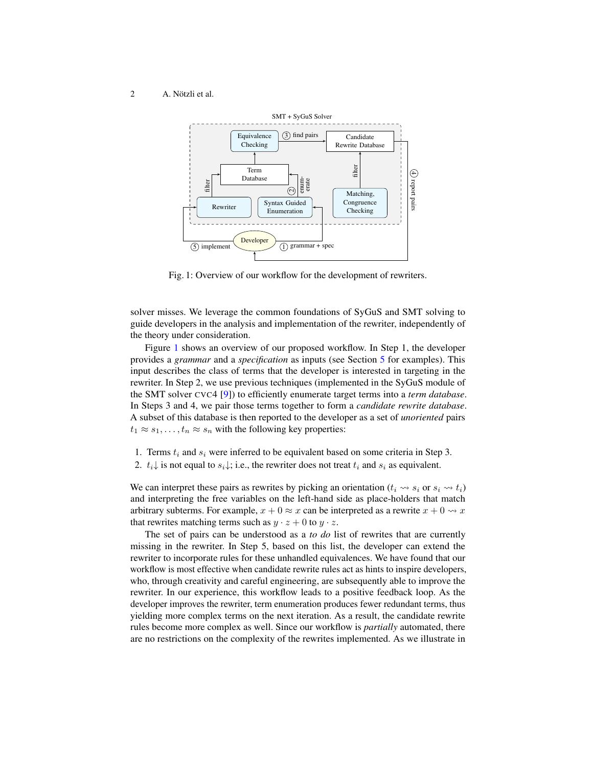Fig. 1: Overview of our workflow for the development of rewriters.

solver misses. We leverage the common foundations of SyGuS and SMT solving to guide developers in the analysis and implementation of the rewriter, independently of the theory under consideration.

Figure 1 shows an overview of our proposed workflow. In Step 1, the developer provides a *grammar* and a *specification* as inputs (see Section 5 for examples). This input describes the class of terms that the developer is interested in targeting in the rewriter. In Step 2, we use previous techniques (implemented in the SyGuS module of the SMT solver CVC4 [9]) to efficiently enumerate target terms into a *term database*. In Steps 3 and 4, we pair those terms together to form a *candidate rewrite database*. A subset of this database is then reported to the developer as a set of *unoriented* pairs $t_1 \approx s_1, \ldots, t_n \approx s_n$ with the following key properties:

1. Terms $t_i$ and $s_i$ were inferred to be equivalent based on some criteria in Step 3.
2. $t_i\!\downarrow$ is not equal to $s_i\!\downarrow$; i.e., the rewriter does not treat $t_i$ and $s_i$ as equivalent.

We can interpret these pairs as rewrites by picking an orientation ($t_i \rightsquigarrow s_i$ or $s_i \rightsquigarrow t_i$) and interpreting the free variables on the left-hand side as place-holders that match arbitrary subterms. For example, $x + 0 \approx x$ can be interpreted as a rewrite $x + 0 \rightsquigarrow x$ that rewrites matching terms such as $y \cdot z + 0$ to $y \cdot z$.

The set of pairs can be understood as a *to do* list of rewrites that are currently missing in the rewriter. In Step 5, based on this list, the developer can extend the rewriter to incorporate rules for these unhandled equivalences. We have found that our workflow is most effective when candidate rewrite rules act as hints to inspire developers, who, through creativity and careful engineering, are subsequently able to improve the rewriter. In our experience, this workflow leads to a positive feedback loop. As the developer improves the rewriter, term enumeration produces fewer redundant terms, thus yielding more complex terms on the next iteration. As a result, the candidate rewrite rules become more complex as well. Since our workflow is *partially* automated, there are no restrictions on the complexity of the rewrites implemented. As we illustrate in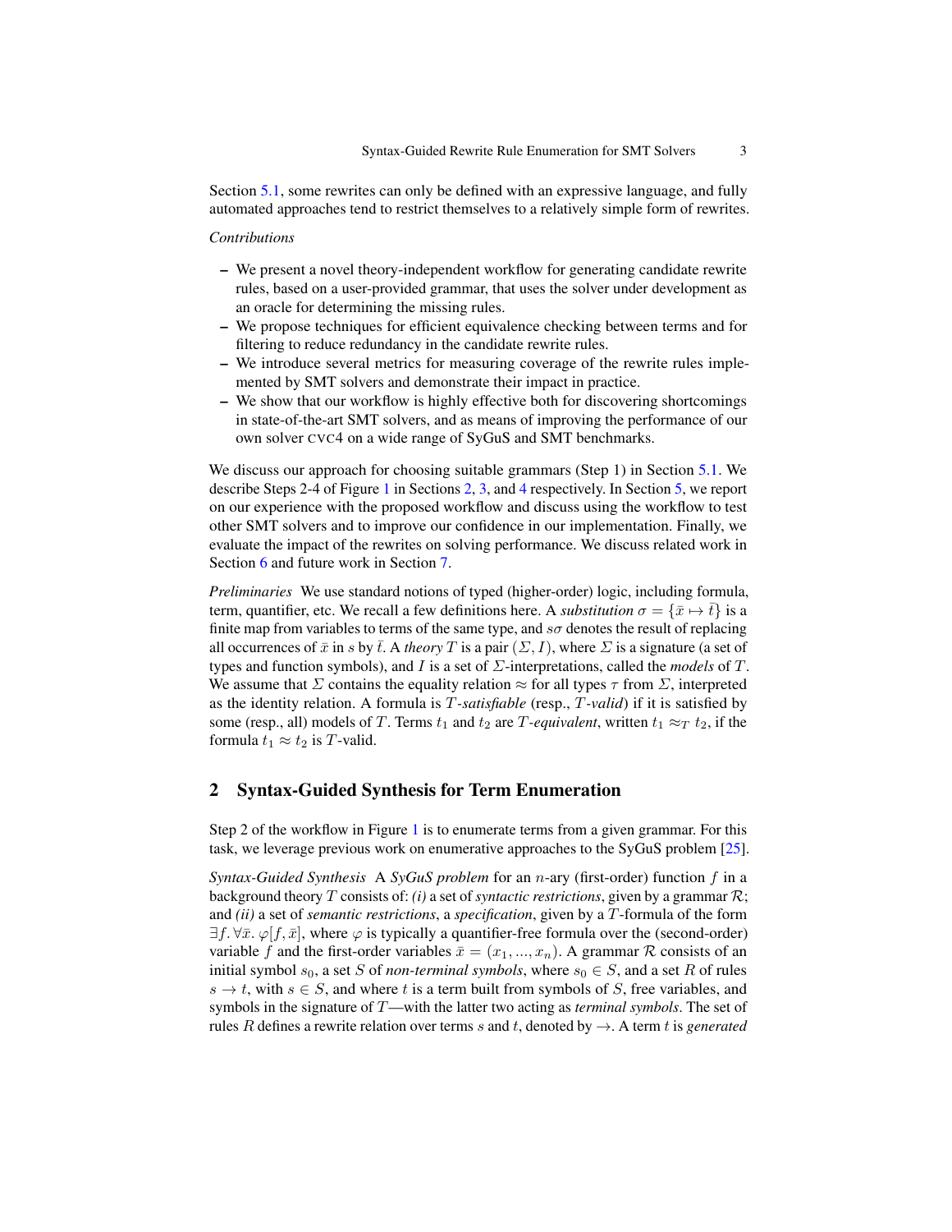Section 5.1, some rewrites can only be defined with an expressive language, and fully automated approaches tend to restrict themselves to a relatively simple form of rewrites.

*Contributions*

- We present a novel theory-independent workflow for generating candidate rewrite rules, based on a user-provided grammar, that uses the solver under development as an oracle for determining the missing rules.
- We propose techniques for efficient equivalence checking between terms and for filtering to reduce redundancy in the candidate rewrite rules.
- We introduce several metrics for measuring coverage of the rewrite rules implemented by SMT solvers and demonstrate their impact in practice.
- We show that our workflow is highly effective both for discovering shortcomings in state-of-the-art SMT solvers, and as means of improving the performance of our own solver CVC4 on a wide range of SyGuS and SMT benchmarks.

We discuss our approach for choosing suitable grammars (Step 1) in Section 5.1. We describe Steps 2-4 of Figure 1 in Sections 2, 3, and 4 respectively. In Section 5, we report on our experience with the proposed workflow and discuss using the workflow to test other SMT solvers and to improve our confidence in our implementation. Finally, we evaluate the impact of the rewrites on solving performance. We discuss related work in Section 6 and future work in Section 7.

*Preliminaries* We use standard notions of typed (higher-order) logic, including formula, term, quantifier, etc. We recall a few definitions here. A *substitution* $\sigma = \{\bar{x} \mapsto \bar{t}\}$ is a finite map from variables to terms of the same type, and $s\sigma$ denotes the result of replacing all occurrences of $\bar{x}$ in $s$ by $\bar{t}$. A *theory* $T$ is a pair $(\Sigma, I)$, where $\Sigma$ is a signature (a set of types and function symbols), and $I$ is a set of $\Sigma$-interpretations, called the *models* of $T$. We assume that $\Sigma$ contains the equality relation $\approx$ for all types $\tau$ from $\Sigma$, interpreted as the identity relation. A formula is $T$-*satisfiable* (resp., $T$-*valid*) if it is satisfied by some (resp., all) models of $T$. Terms $t_1$ and $t_2$ are $T$-*equivalent*, written $t_1 \approx_T t_2$, if the formula $t_1 \approx t_2$ is $T$-valid.

## 2 Syntax-Guided Synthesis for Term Enumeration

Step 2 of the workflow in Figure 1 is to enumerate terms from a given grammar. For this task, we leverage previous work on enumerative approaches to the SyGuS problem [25].

*Syntax-Guided Synthesis* A *SyGuS problem* for an $n$-ary (first-order) function $f$ in a background theory $T$ consists of: *(i)* a set of *syntactic restrictions*, given by a grammar $\mathcal{R}$; and *(ii)* a set of *semantic restrictions*, a *specification*, given by a $T$-formula of the form $\exists f. \forall \bar{x}. \varphi[f, \bar{x}]$, where $\varphi$ is typically a quantifier-free formula over the (second-order) variable $f$ and the first-order variables $\bar{x} = (x_1, ..., x_n)$. A grammar $\mathcal{R}$ consists of an initial symbol $s_0$, a set $S$ of *non-terminal symbols*, where $s_0 \in S$, and a set $R$ of rules $s \to t$, with $s \in S$, and where $t$ is a term built from symbols of $S$, free variables, and symbols in the signature of $T$—with the latter two acting as *terminal symbols*. The set of rules $R$ defines a rewrite relation over terms $s$ and $t$, denoted by $\to$. A term $t$ is *generated*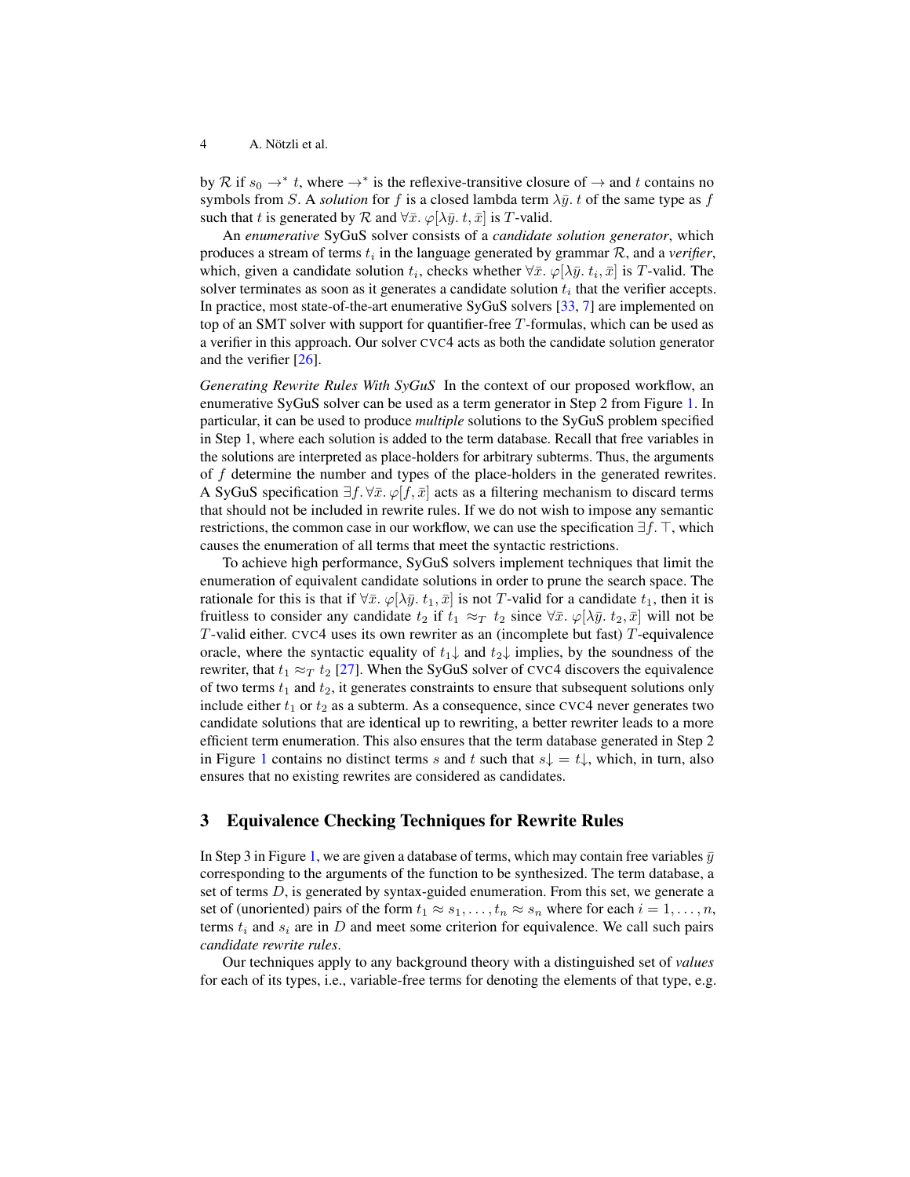by $\mathcal{R}$ if $s_0 \rightarrow^* t$, where $\rightarrow^*$ is the reflexive-transitive closure of $\rightarrow$ and $t$ contains no symbols from $S$. A *solution* for $f$ is a closed lambda term $\lambda \bar{y}.\, t$ of the same type as $f$ such that $t$ is generated by $\mathcal{R}$ and $\forall \bar{x}.\, \varphi[\lambda \bar{y}.\, t, \bar{x}]$ is $T$-valid.

An *enumerative* SyGuS solver consists of a *candidate solution generator*, which produces a stream of terms $t_i$ in the language generated by grammar $\mathcal{R}$, and a *verifier*, which, given a candidate solution $t_i$, checks whether $\forall \bar{x}.\, \varphi[\lambda \bar{y}.\, t_i, \bar{x}]$ is $T$-valid. The solver terminates as soon as it generates a candidate solution $t_i$ that the verifier accepts. In practice, most state-of-the-art enumerative SyGuS solvers [33, 7] are implemented on top of an SMT solver with support for quantifier-free $T$-formulas, which can be used as a verifier in this approach. Our solver CVC4 acts as both the candidate solution generator and the verifier [26].

*Generating Rewrite Rules With SyGuS* In the context of our proposed workflow, an enumerative SyGuS solver can be used as a term generator in Step 2 from Figure 1. In particular, it can be used to produce *multiple* solutions to the SyGuS problem specified in Step 1, where each solution is added to the term database. Recall that free variables in the solutions are interpreted as place-holders for arbitrary subterms. Thus, the arguments of $f$ determine the number and types of the place-holders in the generated rewrites. A SyGuS specification $\exists f.\, \forall \bar{x}.\, \varphi[f, \bar{x}]$ acts as a filtering mechanism to discard terms that should not be included in rewrite rules. If we do not wish to impose any semantic restrictions, the common case in our workflow, we can use the specification $\exists f.\, \top$, which causes the enumeration of all terms that meet the syntactic restrictions.

To achieve high performance, SyGuS solvers implement techniques that limit the enumeration of equivalent candidate solutions in order to prune the search space. The rationale for this is that if $\forall \bar{x}.\, \varphi[\lambda \bar{y}.\, t_1, \bar{x}]$ is not $T$-valid for a candidate $t_1$, then it is fruitless to consider any candidate $t_2$ if $t_1 \approx_T t_2$ since $\forall \bar{x}.\, \varphi[\lambda \bar{y}.\, t_2, \bar{x}]$ will not be $T$-valid either. CVC4 uses its own rewriter as an (incomplete but fast) $T$-equivalence oracle, where the syntactic equality of $t_1\!\downarrow$ and $t_2\!\downarrow$ implies, by the soundness of the rewriter, that $t_1 \approx_T t_2$ [27]. When the SyGuS solver of CVC4 discovers the equivalence of two terms $t_1$ and $t_2$, it generates constraints to ensure that subsequent solutions only include either $t_1$ or $t_2$ as a subterm. As a consequence, since CVC4 never generates two candidate solutions that are identical up to rewriting, a better rewriter leads to a more efficient term enumeration. This also ensures that the term database generated in Step 2 in Figure 1 contains no distinct terms $s$ and $t$ such that $s\!\downarrow = t\!\downarrow$, which, in turn, also ensures that no existing rewrites are considered as candidates.

## 3 Equivalence Checking Techniques for Rewrite Rules

In Step 3 in Figure 1, we are given a database of terms, which may contain free variables $\bar{y}$ corresponding to the arguments of the function to be synthesized. The term database, a set of terms $D$, is generated by syntax-guided enumeration. From this set, we generate a set of (unoriented) pairs of the form $t_1 \approx s_1, \ldots, t_n \approx s_n$ where for each $i = 1, \ldots, n$, terms $t_i$ and $s_i$ are in $D$ and meet some criterion for equivalence. We call such pairs *candidate rewrite rules*.

Our techniques apply to any background theory with a distinguished set of *values* for each of its types, i.e., variable-free terms for denoting the elements of that type, e.g.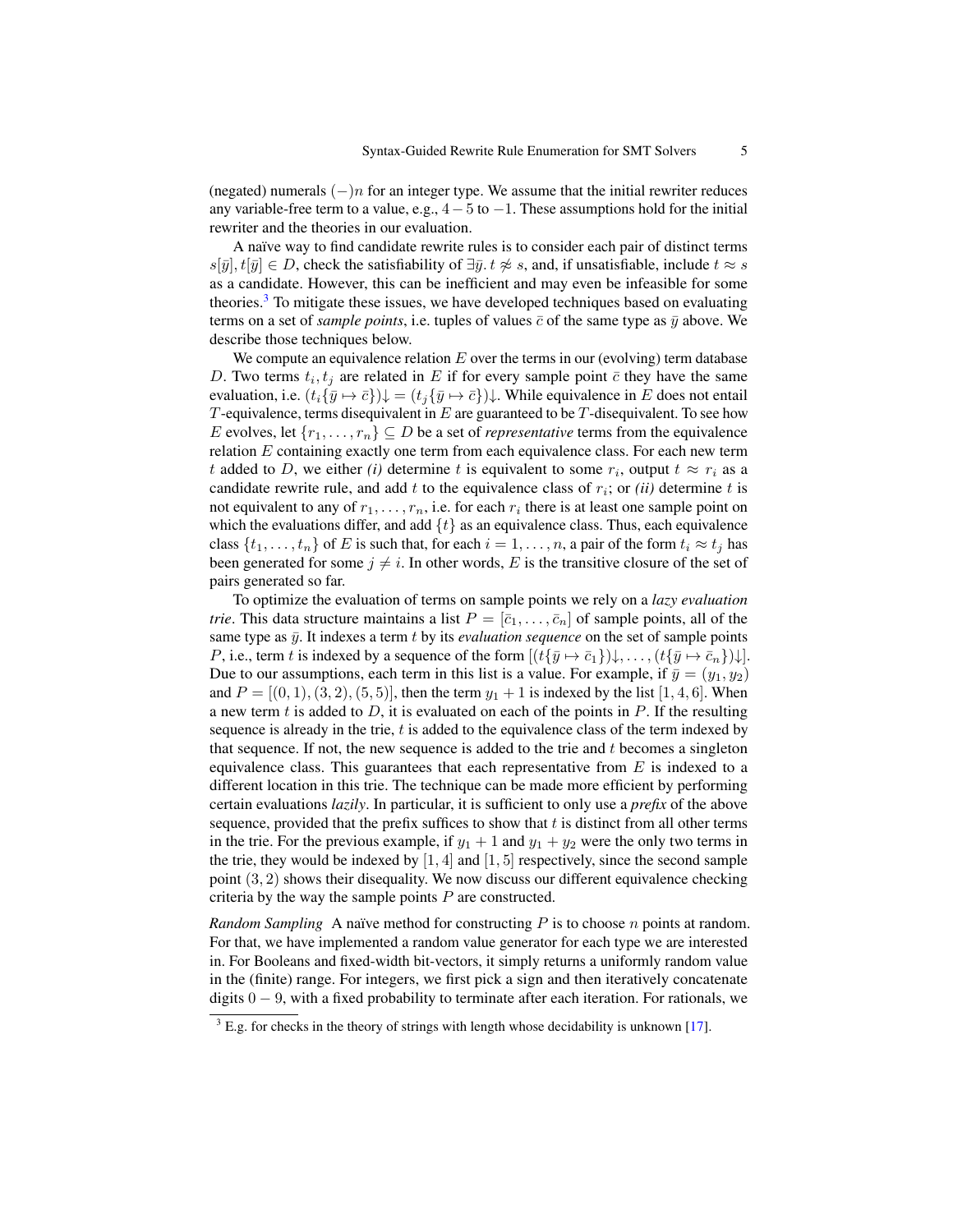(negated) numerals $(-)n$ for an integer type. We assume that the initial rewriter reduces any variable-free term to a value, e.g., $4-5$ to $-1$. These assumptions hold for the initial rewriter and the theories in our evaluation.

A naïve way to find candidate rewrite rules is to consider each pair of distinct terms $s[\bar{y}], t[\bar{y}] \in D$, check the satisfiability of $\exists \bar{y}.\, t \not\approx s$, and, if unsatisfiable, include $t \approx s$ as a candidate. However, this can be inefficient and may even be infeasible for some theories.[3] To mitigate these issues, we have developed techniques based on evaluating terms on a set of *sample points*, i.e. tuples of values $\bar{c}$ of the same type as $\bar{y}$ above. We describe those techniques below.

We compute an equivalence relation $E$ over the terms in our (evolving) term database $D$. Two terms $t_i, t_j$ are related in $E$ if for every sample point $\bar{c}$ they have the same evaluation, i.e. $(t_i\{\bar{y} \mapsto \bar{c}\})\!\downarrow = (t_j\{\bar{y} \mapsto \bar{c}\})\!\downarrow$. While equivalence in $E$ does not entail $T$-equivalence, terms disequivalent in $E$ are guaranteed to be $T$-disequivalent. To see how $E$ evolves, let $\{r_1, \ldots, r_n\} \subseteq D$ be a set of *representative* terms from the equivalence relation $E$ containing exactly one term from each equivalence class. For each new term $t$ added to $D$, we either *(i)* determine $t$ is equivalent to some $r_i$, output $t \approx r_i$ as a candidate rewrite rule, and add $t$ to the equivalence class of $r_i$; or *(ii)* determine $t$ is not equivalent to any of $r_1, \ldots, r_n$, i.e. for each $r_i$ there is at least one sample point on which the evaluations differ, and add $\{t\}$ as an equivalence class. Thus, each equivalence class $\{t_1, \ldots, t_n\}$ of $E$ is such that, for each $i = 1, \ldots, n$, a pair of the form $t_i \approx t_j$ has been generated for some $j \neq i$. In other words, $E$ is the transitive closure of the set of pairs generated so far.

To optimize the evaluation of terms on sample points we rely on a *lazy evaluation trie*. This data structure maintains a list $P = [\bar{c}_1, \ldots, \bar{c}_n]$ of sample points, all of the same type as $\bar{y}$. It indexes a term $t$ by its *evaluation sequence* on the set of sample points $P$, i.e., term $t$ is indexed by a sequence of the form $[(t\{\bar{y} \mapsto \bar{c}_1\})\!\downarrow, \ldots, (t\{\bar{y} \mapsto \bar{c}_n\})\!\downarrow]$. Due to our assumptions, each term in this list is a value. For example, if $\bar{y} = (y_1, y_2)$ and $P = [(0,1), (3,2), (5,5)]$, then the term $y_1 + 1$ is indexed by the list $[1, 4, 6]$. When a new term $t$ is added to $D$, it is evaluated on each of the points in $P$. If the resulting sequence is already in the trie, $t$ is added to the equivalence class of the term indexed by that sequence. If not, the new sequence is added to the trie and $t$ becomes a singleton equivalence class. This guarantees that each representative from $E$ is indexed to a different location in this trie. The technique can be made more efficient by performing certain evaluations *lazily*. In particular, it is sufficient to only use a *prefix* of the above sequence, provided that the prefix suffices to show that $t$ is distinct from all other terms in the trie. For the previous example, if $y_1 + 1$ and $y_1 + y_2$ were the only two terms in the trie, they would be indexed by $[1, 4]$ and $[1, 5]$ respectively, since the second sample point $(3, 2)$ shows their disequality. We now discuss our different equivalence checking criteria by the way the sample points $P$ are constructed.

*Random Sampling* A naïve method for constructing $P$ is to choose $n$ points at random. For that, we have implemented a random value generator for each type we are interested in. For Booleans and fixed-width bit-vectors, it simply returns a uniformly random value in the (finite) range. For integers, we first pick a sign and then iteratively concatenate digits $0-9$, with a fixed probability to terminate after each iteration. For rationals, we

[3] E.g. for checks in the theory of strings with length whose decidability is unknown [17].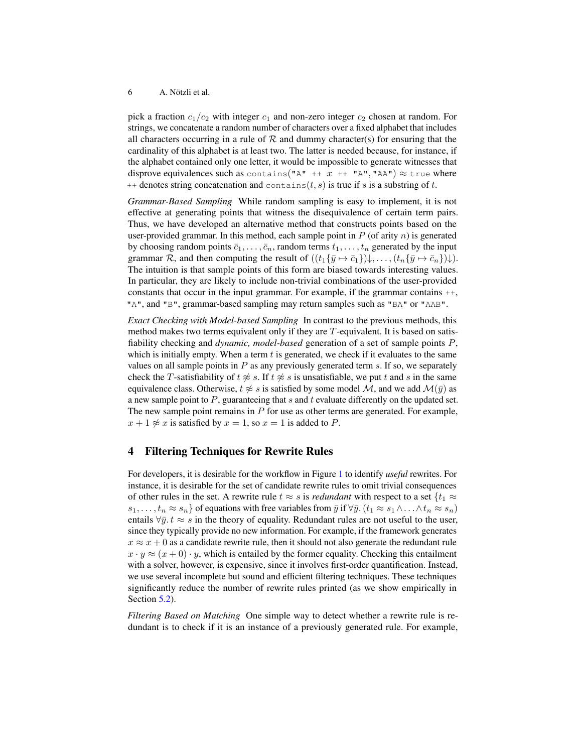pick a fraction $c_1/c_2$ with integer $c_1$ and non-zero integer $c_2$ chosen at random. For strings, we concatenate a random number of characters over a fixed alphabet that includes all characters occurring in a rule of $\mathcal{R}$ and dummy character(s) for ensuring that the cardinality of this alphabet is at least two. The latter is needed because, for instance, if the alphabet contained only one letter, it would be impossible to generate witnesses that disprove equivalences such as `contains("A" ++` $x$ `++ "A","AA")` $\approx$ `true` where `++` denotes string concatenation and `contains`$(t, s)$ is true if $s$ is a substring of $t$.

*Grammar-Based Sampling* While random sampling is easy to implement, it is not effective at generating points that witness the disequivalence of certain term pairs. Thus, we have developed an alternative method that constructs points based on the user-provided grammar. In this method, each sample point in $P$ (of arity $n$) is generated by choosing random points $\bar{c}_1, \ldots, \bar{c}_n$, random terms $t_1, \ldots, t_n$ generated by the input grammar $\mathcal{R}$, and then computing the result of $((t_1\{\bar{y} \mapsto \bar{c}_1\})\!\downarrow, \ldots, (t_n\{\bar{y} \mapsto \bar{c}_n\})\!\downarrow)$. The intuition is that sample points of this form are biased towards interesting values. In particular, they are likely to include non-trivial combinations of the user-provided constants that occur in the input grammar. For example, if the grammar contains `++`, `"A"`, and `"B"`, grammar-based sampling may return samples such as `"BA"` or `"AAB"`.

*Exact Checking with Model-based Sampling* In contrast to the previous methods, this method makes two terms equivalent only if they are $T$-equivalent. It is based on satisfiability checking and *dynamic, model-based* generation of a set of sample points $P$, which is initially empty. When a term $t$ is generated, we check if it evaluates to the same values on all sample points in $P$ as any previously generated term $s$. If so, we separately check the $T$-satisfiability of $t \not\approx s$. If $t \not\approx s$ is unsatisfiable, we put $t$ and $s$ in the same equivalence class. Otherwise, $t \not\approx s$ is satisfied by some model $\mathcal{M}$, and we add $\mathcal{M}(\bar{y})$ as a new sample point to $P$, guaranteeing that $s$ and $t$ evaluate differently on the updated set. The new sample point remains in $P$ for use as other terms are generated. For example, $x + 1 \not\approx x$ is satisfied by $x = 1$, so $x = 1$ is added to $P$.

## 4 Filtering Techniques for Rewrite Rules

For developers, it is desirable for the workflow in Figure 1 to identify *useful* rewrites. For instance, it is desirable for the set of candidate rewrite rules to omit trivial consequences of other rules in the set. A rewrite rule $t \approx s$ is *redundant* with respect to a set $\{t_1 \approx s_1, \ldots, t_n \approx s_n\}$ of equations with free variables from $\bar{y}$ if $\forall \bar{y}.\, (t_1 \approx s_1 \wedge \ldots \wedge t_n \approx s_n)$ entails $\forall \bar{y}.\, t \approx s$ in the theory of equality. Redundant rules are not useful to the user, since they typically provide no new information. For example, if the framework generates $x \approx x + 0$ as a candidate rewrite rule, then it should not also generate the redundant rule $x \cdot y \approx (x + 0) \cdot y$, which is entailed by the former equality. Checking this entailment with a solver, however, is expensive, since it involves first-order quantification. Instead, we use several incomplete but sound and efficient filtering techniques. These techniques significantly reduce the number of rewrite rules printed (as we show empirically in Section 5.2).

*Filtering Based on Matching* One simple way to detect whether a rewrite rule is redundant is to check if it is an instance of a previously generated rule. For example,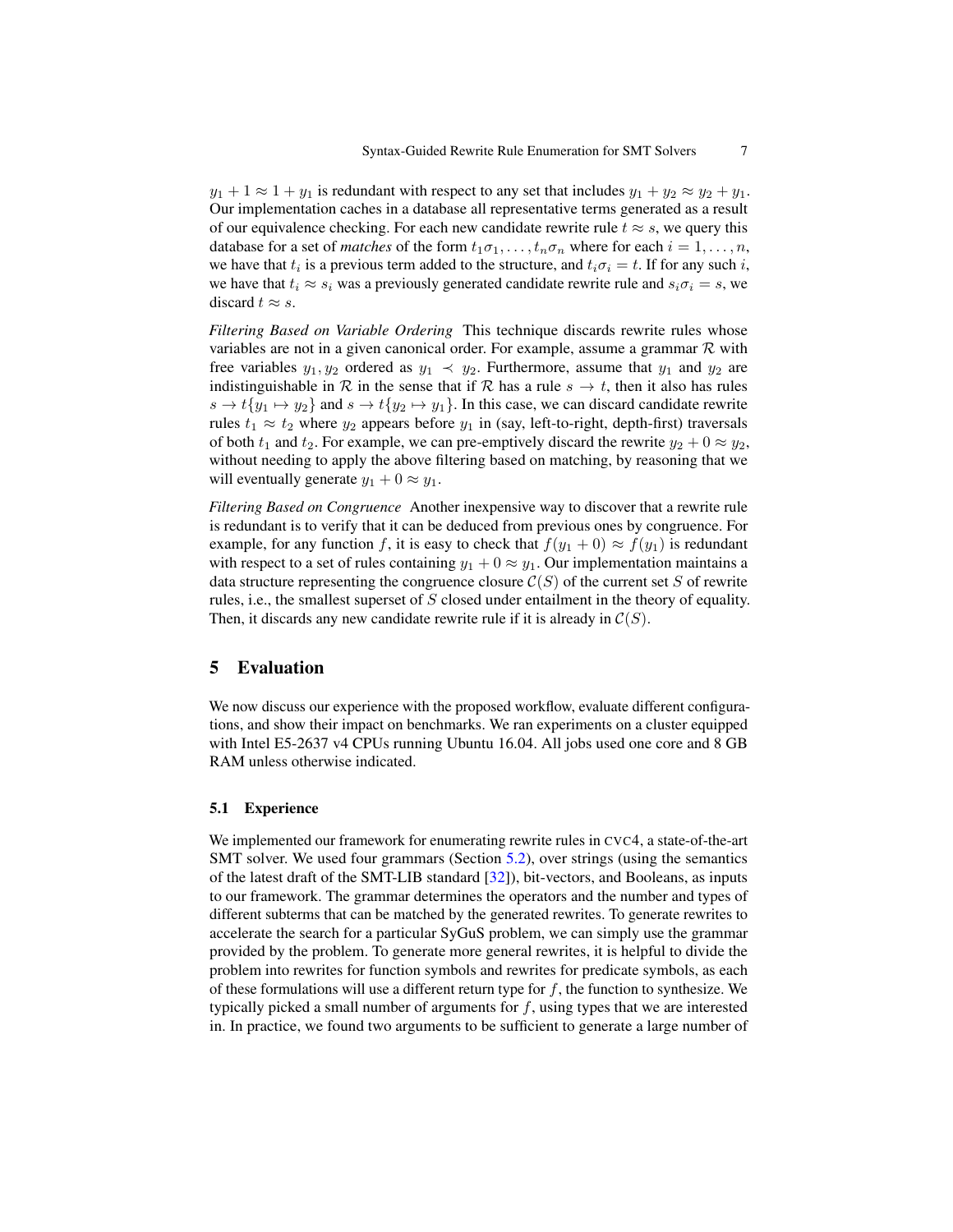$y_1 + 1 \approx 1 + y_1$ is redundant with respect to any set that includes $y_1 + y_2 \approx y_2 + y_1$. Our implementation caches in a database all representative terms generated as a result of our equivalence checking. For each new candidate rewrite rule $t \approx s$, we query this database for a set of *matches* of the form $t_1\sigma_1, \ldots, t_n\sigma_n$ where for each $i = 1, \ldots, n$, we have that $t_i$ is a previous term added to the structure, and $t_i\sigma_i = t$. If for any such $i$, we have that $t_i \approx s_i$ was a previously generated candidate rewrite rule and $s_i\sigma_i = s$, we discard $t \approx s$.

*Filtering Based on Variable Ordering* This technique discards rewrite rules whose variables are not in a given canonical order. For example, assume a grammar $\mathcal{R}$ with free variables $y_1, y_2$ ordered as $y_1 \prec y_2$. Furthermore, assume that $y_1$ and $y_2$ are indistinguishable in $\mathcal{R}$ in the sense that if $\mathcal{R}$ has a rule $s \to t$, then it also has rules $s \to t\{y_1 \mapsto y_2\}$ and $s \to t\{y_2 \mapsto y_1\}$. In this case, we can discard candidate rewrite rules $t_1 \approx t_2$ where $y_2$ appears before $y_1$ in (say, left-to-right, depth-first) traversals of both $t_1$ and $t_2$. For example, we can pre-emptively discard the rewrite $y_2 + 0 \approx y_2$, without needing to apply the above filtering based on matching, by reasoning that we will eventually generate $y_1 + 0 \approx y_1$.

*Filtering Based on Congruence* Another inexpensive way to discover that a rewrite rule is redundant is to verify that it can be deduced from previous ones by congruence. For example, for any function $f$, it is easy to check that $f(y_1 + 0) \approx f(y_1)$ is redundant with respect to a set of rules containing $y_1 + 0 \approx y_1$. Our implementation maintains a data structure representing the congruence closure $\mathcal{C}(S)$ of the current set $S$ of rewrite rules, i.e., the smallest superset of $S$ closed under entailment in the theory of equality. Then, it discards any new candidate rewrite rule if it is already in $\mathcal{C}(S)$.

## 5 Evaluation

We now discuss our experience with the proposed workflow, evaluate different configurations, and show their impact on benchmarks. We ran experiments on a cluster equipped with Intel E5-2637 v4 CPUs running Ubuntu 16.04. All jobs used one core and 8 GB RAM unless otherwise indicated.

### 5.1 Experience

We implemented our framework for enumerating rewrite rules in CVC4, a state-of-the-art SMT solver. We used four grammars (Section 5.2), over strings (using the semantics of the latest draft of the SMT-LIB standard [32]), bit-vectors, and Booleans, as inputs to our framework. The grammar determines the operators and the number and types of different subterms that can be matched by the generated rewrites. To generate rewrites to accelerate the search for a particular SyGuS problem, we can simply use the grammar provided by the problem. To generate more general rewrites, it is helpful to divide the problem into rewrites for function symbols and rewrites for predicate symbols, as each of these formulations will use a different return type for $f$, the function to synthesize. We typically picked a small number of arguments for $f$, using types that we are interested in. In practice, we found two arguments to be sufficient to generate a large number of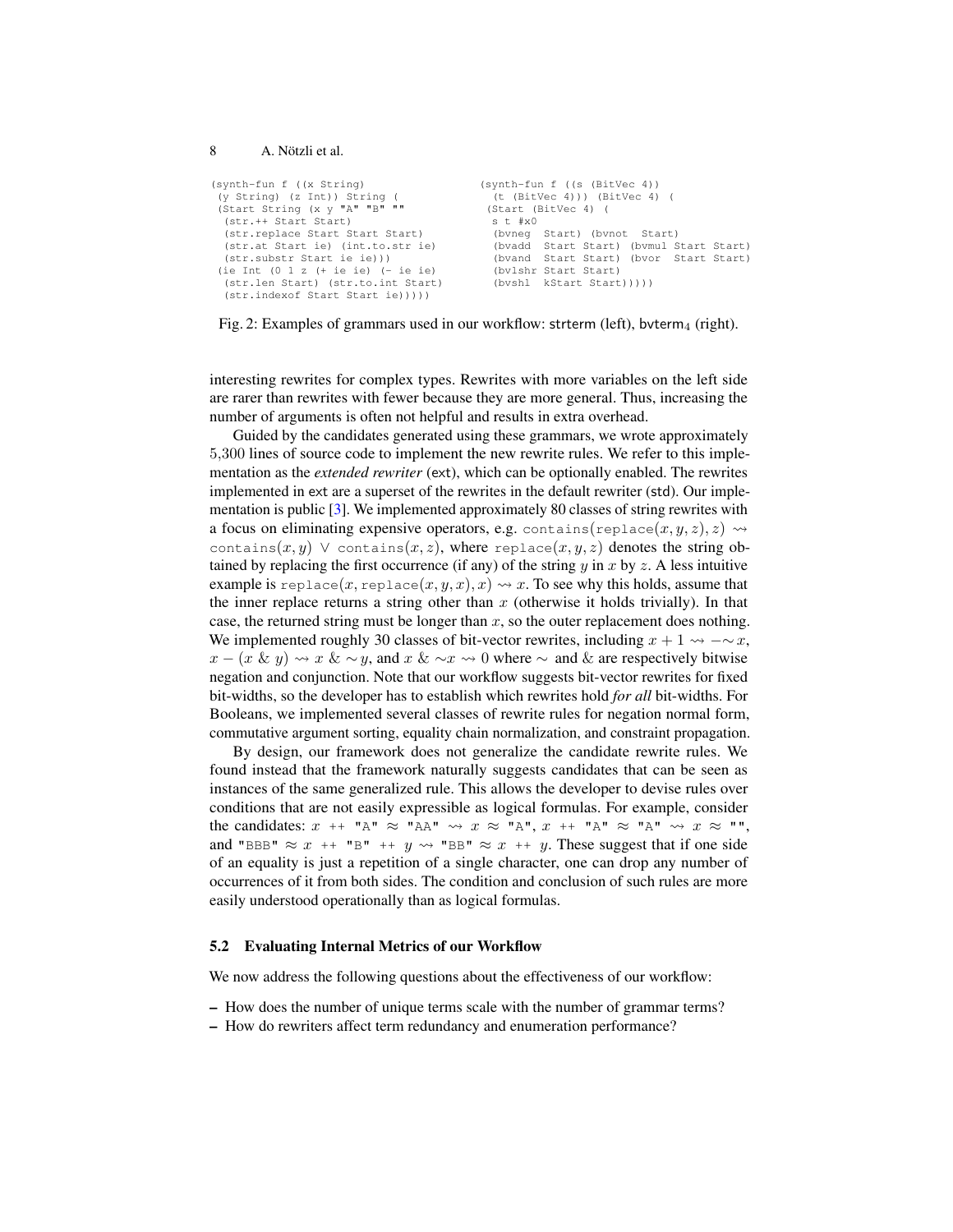```
(synth-fun f ((x String)
 (y String) (z Int)) String (
 (Start String (x y "A" "B" ""
  (str.++ Start Start)
  (str.replace Start Start Start)
  (str.at Start ie) (int.to.str ie)
  (str.substr Start ie ie)))
 (ie Int (0 1 z (+ ie ie) (- ie ie)
  (str.len Start) (str.to.int Start)
  (str.indexof Start Start ie)))))
```

```
(synth-fun f ((s (BitVec 4))
  (t (BitVec 4))) (BitVec 4) (
 (Start (BitVec 4) (
  s t #x0
  (bvneg  Start) (bvnot  Start)
  (bvadd  Start Start) (bvmul Start Start)
  (bvand  Start Start) (bvor  Start Start)
  (bvlshr Start Start)
  (bvshl  kStart Start)))))
```

Fig. 2: Examples of grammars used in our workflow: strterm (left), $\text{bvterm}_4$ (right).

interesting rewrites for complex types. Rewrites with more variables on the left side are rarer than rewrites with fewer because they are more general. Thus, increasing the number of arguments is often not helpful and results in extra overhead.

Guided by the candidates generated using these grammars, we wrote approximately 5,300 lines of source code to implement the new rewrite rules. We refer to this implementation as the *extended rewriter* (ext), which can be optionally enabled. The rewrites implemented in ext are a superset of the rewrites in the default rewriter (std). Our implementation is public [3]. We implemented approximately 80 classes of string rewrites with a focus on eliminating expensive operators, e.g. $\texttt{contains}(\texttt{replace}(x, y, z), z) \rightsquigarrow \texttt{contains}(x, y) \lor \texttt{contains}(x, z)$, where $\texttt{replace}(x, y, z)$ denotes the string obtained by replacing the first occurrence (if any) of the string $y$ in $x$ by $z$. A less intuitive example is $\texttt{replace}(x, \texttt{replace}(x, y, x), x) \rightsquigarrow x$. To see why this holds, assume that the inner replace returns a string other than $x$ (otherwise it holds trivially). In that case, the returned string must be longer than $x$, so the outer replacement does nothing. We implemented roughly 30 classes of bit-vector rewrites, including $x + 1 \rightsquigarrow -{\sim}x$, $x - (x \mathbin{\&} y) \rightsquigarrow x \mathbin{\&} {\sim}y$, and $x \mathbin{\&} {\sim}x \rightsquigarrow 0$ where $\sim$ and $\&$ are respectively bitwise negation and conjunction. Note that our workflow suggests bit-vector rewrites for fixed bit-widths, so the developer has to establish which rewrites hold *for all* bit-widths. For Booleans, we implemented several classes of rewrite rules for negation normal form, commutative argument sorting, equality chain normalization, and constraint propagation.

By design, our framework does not generalize the candidate rewrite rules. We found instead that the framework naturally suggests candidates that can be seen as instances of the same generalized rule. This allows the developer to devise rules over conditions that are not easily expressible as logical formulas. For example, consider the candidates: $x \;\texttt{++}\; \texttt{"A"} \approx \texttt{"AA"} \rightsquigarrow x \approx \texttt{"A"}$, $x \;\texttt{++}\; \texttt{"A"} \approx \texttt{"A"} \rightsquigarrow x \approx \texttt{""}$, and $\texttt{"BBB"} \approx x \;\texttt{++}\; \texttt{"B"} \;\texttt{++}\; y \rightsquigarrow \texttt{"BB"} \approx x \;\texttt{++}\; y$. These suggest that if one side of an equality is just a repetition of a single character, one can drop any number of occurrences of it from both sides. The condition and conclusion of such rules are more easily understood operationally than as logical formulas.

### 5.2 Evaluating Internal Metrics of our Workflow

We now address the following questions about the effectiveness of our workflow:

- How does the number of unique terms scale with the number of grammar terms?
- How do rewriters affect term redundancy and enumeration performance?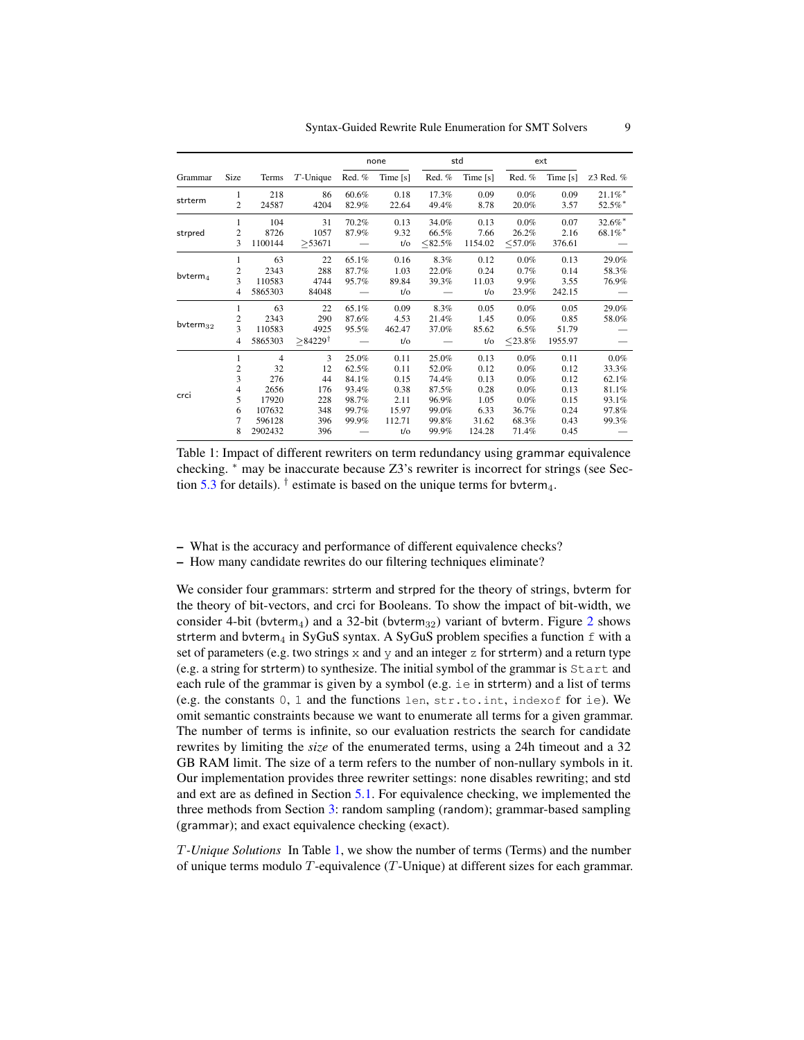| Grammar | Size | Terms | $T$-Unique | none Red. % | none Time [s] | std Red. % | std Time [s] | ext Red. % | ext Time [s] | z3 Red. % |
|---|---|---|---|---|---|---|---|---|---|---|
| strterm | 1 | 218 | 86 | 60.6% | 0.18 | 17.3% | 0.09 | 0.0% | 0.09 | 21.1%* |
| | 2 | 24587 | 4204 | 82.9% | 22.64 | 49.4% | 8.78 | 20.0% | 3.57 | 52.5%* |
| strpred | 1 | 104 | 31 | 70.2% | 0.13 | 34.0% | 0.13 | 0.0% | 0.07 | 32.6%* |
| | 2 | 8726 | 1057 | 87.9% | 9.32 | 66.5% | 7.66 | 26.2% | 2.16 | 68.1%* |
| | 3 | 1100144 | ≥53671 | — | t/o | ≤82.5% | 1154.02 | ≤57.0% | 376.61 | — |
| $\mathsf{bvterm}_4$ | 1 | 63 | 22 | 65.1% | 0.16 | 8.3% | 0.12 | 0.0% | 0.13 | 29.0% |
| | 2 | 2343 | 288 | 87.7% | 1.03 | 22.0% | 0.24 | 0.7% | 0.14 | 58.3% |
| | 3 | 110583 | 4744 | 95.7% | 89.84 | 39.3% | 11.03 | 9.9% | 3.55 | 76.9% |
| | 4 | 5865303 | 84048 | — | t/o | — | t/o | 23.9% | 242.15 | — |
| $\mathsf{bvterm}_{32}$ | 1 | 63 | 22 | 65.1% | 0.09 | 8.3% | 0.05 | 0.0% | 0.05 | 29.0% |
| | 2 | 2343 | 290 | 87.6% | 4.53 | 21.4% | 1.45 | 0.0% | 0.85 | 58.0% |
| | 3 | 110583 | 4925 | 95.5% | 462.47 | 37.0% | 85.62 | 6.5% | 51.79 | — |
| | 4 | 5865303 | ≥84229† | — | t/o | — | t/o | ≤23.8% | 1955.97 | — |
| crci | 1 | 4 | 3 | 25.0% | 0.11 | 25.0% | 0.13 | 0.0% | 0.11 | 0.0% |
| | 2 | 32 | 12 | 62.5% | 0.11 | 52.0% | 0.12 | 0.0% | 0.12 | 33.3% |
| | 3 | 276 | 44 | 84.1% | 0.15 | 74.4% | 0.13 | 0.0% | 0.12 | 62.1% |
| | 4 | 2656 | 176 | 93.4% | 0.38 | 87.5% | 0.28 | 0.0% | 0.13 | 81.1% |
| | 5 | 17920 | 228 | 98.7% | 2.11 | 96.9% | 1.05 | 0.0% | 0.15 | 93.1% |
| | 6 | 107632 | 348 | 99.7% | 15.97 | 99.0% | 6.33 | 36.7% | 0.24 | 97.8% |
| | 7 | 596128 | 396 | 99.9% | 112.71 | 99.8% | 31.62 | 68.3% | 0.43 | 99.3% |
| | 8 | 2902432 | 396 | — | t/o | 99.9% | 124.28 | 71.4% | 0.45 | — |

Table 1: Impact of different rewriters on term redundancy using grammar equivalence checking. * may be inaccurate because Z3's rewriter is incorrect for strings (see Section 5.3 for details). † estimate is based on the unique terms for $\mathsf{bvterm}_4$.

- What is the accuracy and performance of different equivalence checks?
- How many candidate rewrites do our filtering techniques eliminate?

We consider four grammars: strterm and strpred for the theory of strings, bvterm for the theory of bit-vectors, and crci for Booleans. To show the impact of bit-width, we consider 4-bit ($\mathsf{bvterm}_4$) and a 32-bit ($\mathsf{bvterm}_{32}$) variant of bvterm. Figure 2 shows strterm and $\mathsf{bvterm}_4$ in SyGuS syntax. A SyGuS problem specifies a function `f` with a set of parameters (e.g. two strings `x` and `y` and an integer `z` for strterm) and a return type (e.g. a string for strterm) to synthesize. The initial symbol of the grammar is `Start` and each rule of the grammar is given by a symbol (e.g. `ie` in strterm) and a list of terms (e.g. the constants `0`, `1` and the functions `len`, `str.to.int`, `indexof` for `ie`). We omit semantic constraints because we want to enumerate all terms for a given grammar. The number of terms is infinite, so our evaluation restricts the search for candidate rewrites by limiting the *size* of the enumerated terms, using a 24h timeout and a 32 GB RAM limit. The size of a term refers to the number of non-nullary symbols in it. Our implementation provides three rewriter settings: none disables rewriting; and std and ext are as defined in Section 5.1. For equivalence checking, we implemented the three methods from Section 3: random sampling (random); grammar-based sampling (grammar); and exact equivalence checking (exact).

*$T$-Unique Solutions* In Table 1, we show the number of terms (Terms) and the number of unique terms modulo $T$-equivalence ($T$-Unique) at different sizes for each grammar.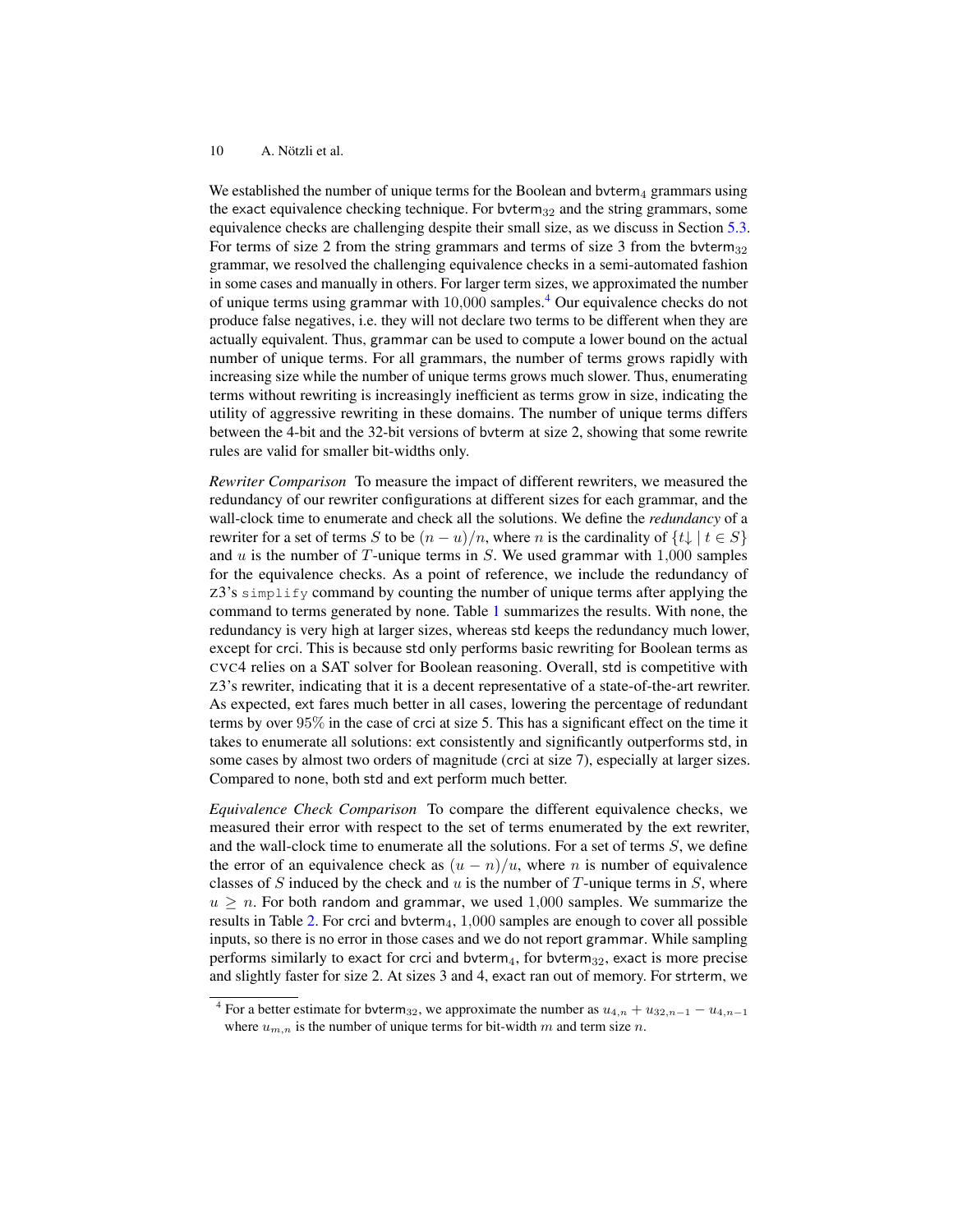We established the number of unique terms for the Boolean and $\mathsf{bvterm}_4$ grammars using the exact equivalence checking technique. For $\mathsf{bvterm}_{32}$ and the string grammars, some equivalence checks are challenging despite their small size, as we discuss in Section 5.3. For terms of size 2 from the string grammars and terms of size 3 from the $\mathsf{bvterm}_{32}$ grammar, we resolved the challenging equivalence checks in a semi-automated fashion in some cases and manually in others. For larger term sizes, we approximated the number of unique terms using grammar with 10,000 samples.[4] Our equivalence checks do not produce false negatives, i.e. they will not declare two terms to be different when they are actually equivalent. Thus, grammar can be used to compute a lower bound on the actual number of unique terms. For all grammars, the number of terms grows rapidly with increasing size while the number of unique terms grows much slower. Thus, enumerating terms without rewriting is increasingly inefficient as terms grow in size, indicating the utility of aggressive rewriting in these domains. The number of unique terms differs between the 4-bit and the 32-bit versions of bvterm at size 2, showing that some rewrite rules are valid for smaller bit-widths only.

*Rewriter Comparison* To measure the impact of different rewriters, we measured the redundancy of our rewriter configurations at different sizes for each grammar, and the wall-clock time to enumerate and check all the solutions. We define the *redundancy* of a rewriter for a set of terms $S$ to be $(n - u)/n$, where $n$ is the cardinality of $\{t\downarrow \mid t \in S\}$ and $u$ is the number of $T$-unique terms in $S$. We used grammar with 1,000 samples for the equivalence checks. As a point of reference, we include the redundancy of Z3's `simplify` command by counting the number of unique terms after applying the command to terms generated by none. Table 1 summarizes the results. With none, the redundancy is very high at larger sizes, whereas std keeps the redundancy much lower, except for crci. This is because std only performs basic rewriting for Boolean terms as CVC4 relies on a SAT solver for Boolean reasoning. Overall, std is competitive with Z3's rewriter, indicating that it is a decent representative of a state-of-the-art rewriter. As expected, ext fares much better in all cases, lowering the percentage of redundant terms by over 95% in the case of crci at size 5. This has a significant effect on the time it takes to enumerate all solutions: ext consistently and significantly outperforms std, in some cases by almost two orders of magnitude (crci at size 7), especially at larger sizes. Compared to none, both std and ext perform much better.

*Equivalence Check Comparison* To compare the different equivalence checks, we measured their error with respect to the set of terms enumerated by the ext rewriter, and the wall-clock time to enumerate all the solutions. For a set of terms $S$, we define the error of an equivalence check as $(u - n)/u$, where $n$ is number of equivalence classes of $S$ induced by the check and $u$ is the number of $T$-unique terms in $S$, where $u \geq n$. For both random and grammar, we used 1,000 samples. We summarize the results in Table 2. For crci and $\mathsf{bvterm}_4$, 1,000 samples are enough to cover all possible inputs, so there is no error in those cases and we do not report grammar. While sampling performs similarly to exact for crci and $\mathsf{bvterm}_4$, for $\mathsf{bvterm}_{32}$, exact is more precise and slightly faster for size 2. At sizes 3 and 4, exact ran out of memory. For strterm, we

[4] For a better estimate for $\mathsf{bvterm}_{32}$, we approximate the number as $u_{4,n} + u_{32,n-1} - u_{4,n-1}$ where $u_{m,n}$ is the number of unique terms for bit-width $m$ and term size $n$.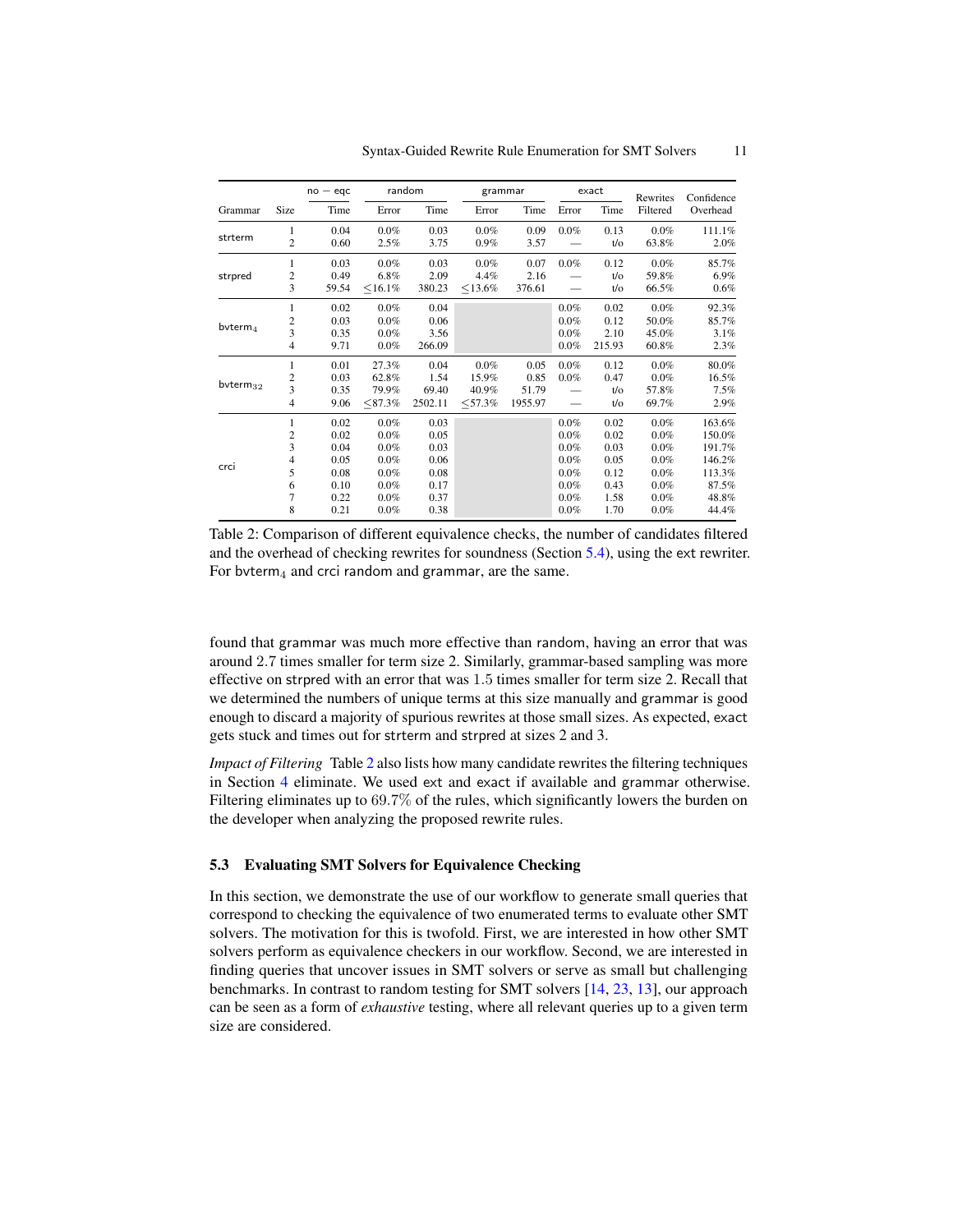| Grammar | Size | no − eqc | random | | grammar | | exact | | Rewrites | Confidence |
|---|---|---|---|---|---|---|---|---|---|---|
| | | Time | Error | Time | Error | Time | Error | Time | Filtered | Overhead |
| strterm | 1 | 0.04 | 0.0% | 0.03 | 0.0% | 0.09 | 0.0% | 0.13 | 0.0% | 111.1% |
| | 2 | 0.60 | 2.5% | 3.75 | 0.9% | 3.57 | — | t/o | 63.8% | 2.0% |
| strpred | 1 | 0.03 | 0.0% | 0.03 | 0.0% | 0.07 | 0.0% | 0.12 | 0.0% | 85.7% |
| | 2 | 0.49 | 6.8% | 2.09 | 4.4% | 2.16 | — | t/o | 59.8% | 6.9% |
| | 3 | 59.54 | ≤16.1% | 380.23 | ≤13.6% | 376.61 | — | t/o | 66.5% | 0.6% |
| $\text{bvterm}_4$ | 1 | 0.02 | 0.0% | 0.04 | | | 0.0% | 0.02 | 0.0% | 92.3% |
| | 2 | 0.03 | 0.0% | 0.06 | | | 0.0% | 0.12 | 50.0% | 85.7% |
| | 3 | 0.35 | 0.0% | 3.56 | | | 0.0% | 2.10 | 45.0% | 3.1% |
| | 4 | 9.71 | 0.0% | 266.09 | | | 0.0% | 215.93 | 60.8% | 2.3% |
| $\text{bvterm}_{32}$ | 1 | 0.01 | 27.3% | 0.04 | 0.0% | 0.05 | 0.0% | 0.12 | 0.0% | 80.0% |
| | 2 | 0.03 | 62.8% | 1.54 | 15.9% | 0.85 | 0.0% | 0.47 | 0.0% | 16.5% |
| | 3 | 0.35 | 79.9% | 69.40 | 40.9% | 51.79 | — | t/o | 57.8% | 7.5% |
| | 4 | 9.06 | ≤87.3% | 2502.11 | ≤57.3% | 1955.97 | — | t/o | 69.7% | 2.9% |
| crci | 1 | 0.02 | 0.0% | 0.03 | | | 0.0% | 0.02 | 0.0% | 163.6% |
| | 2 | 0.02 | 0.0% | 0.05 | | | 0.0% | 0.02 | 0.0% | 150.0% |
| | 3 | 0.04 | 0.0% | 0.03 | | | 0.0% | 0.03 | 0.0% | 191.7% |
| | 4 | 0.05 | 0.0% | 0.06 | | | 0.0% | 0.05 | 0.0% | 146.2% |
| | 5 | 0.08 | 0.0% | 0.08 | | | 0.0% | 0.12 | 0.0% | 113.3% |
| | 6 | 0.10 | 0.0% | 0.17 | | | 0.0% | 0.43 | 0.0% | 87.5% |
| | 7 | 0.22 | 0.0% | 0.37 | | | 0.0% | 1.58 | 0.0% | 48.8% |
| | 8 | 0.21 | 0.0% | 0.38 | | | 0.0% | 1.70 | 0.0% | 44.4% |

Table 2: Comparison of different equivalence checks, the number of candidates filtered and the overhead of checking rewrites for soundness (Section 5.4), using the ext rewriter. For $\text{bvterm}_4$ and crci random and grammar, are the same.

found that grammar was much more effective than random, having an error that was around 2.7 times smaller for term size 2. Similarly, grammar-based sampling was more effective on strpred with an error that was 1.5 times smaller for term size 2. Recall that we determined the numbers of unique terms at this size manually and grammar is good enough to discard a majority of spurious rewrites at those small sizes. As expected, exact gets stuck and times out for strterm and strpred at sizes 2 and 3.

*Impact of Filtering* Table 2 also lists how many candidate rewrites the filtering techniques in Section 4 eliminate. We used ext and exact if available and grammar otherwise. Filtering eliminates up to 69.7% of the rules, which significantly lowers the burden on the developer when analyzing the proposed rewrite rules.

### 5.3 Evaluating SMT Solvers for Equivalence Checking

In this section, we demonstrate the use of our workflow to generate small queries that correspond to checking the equivalence of two enumerated terms to evaluate other SMT solvers. The motivation for this is twofold. First, we are interested in how other SMT solvers perform as equivalence checkers in our workflow. Second, we are interested in finding queries that uncover issues in SMT solvers or serve as small but challenging benchmarks. In contrast to random testing for SMT solvers [14, 23, 13], our approach can be seen as a form of *exhaustive* testing, where all relevant queries up to a given term size are considered.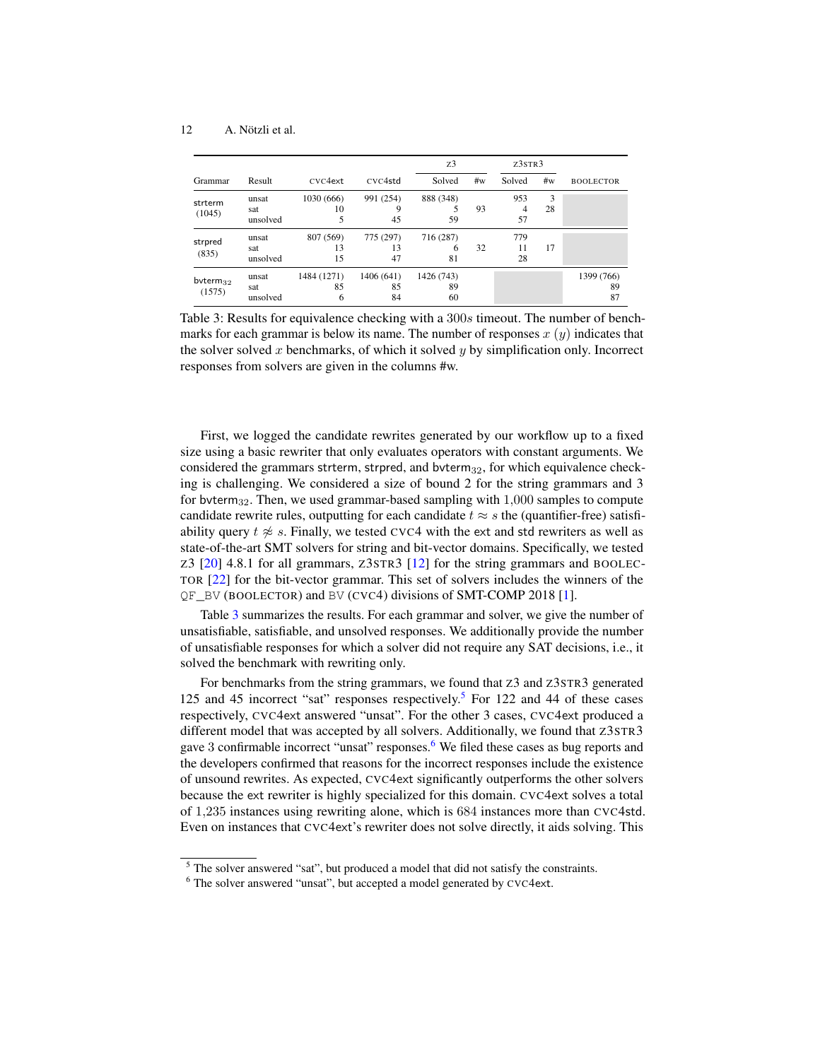| Grammar | Result | CVC4ext | CVC4std | Z3 Solved | Z3 #w | Z3STR3 Solved | Z3STR3 #w | BOOLECTOR |
|---|---|---|---|---|---|---|---|---|
| strterm (1045) | unsat | 1030 (666) | 991 (254) | 888 (348) | | 953 | 3 | |
| | sat | 10 | 9 | 5 | 93 | 4 | 28 | |
| | unsolved | 5 | 45 | 59 | | 57 | | |
| strpred (835) | unsat | 807 (569) | 775 (297) | 716 (287) | | 779 | | |
| | sat | 13 | 13 | 6 | 32 | 11 | 17 | |
| | unsolved | 15 | 47 | 81 | | 28 | | |
| $\text{bvterm}_{32}$ (1575) | unsat | 1484 (1271) | 1406 (641) | 1426 (743) | | | | 1399 (766) |
| | sat | 85 | 85 | 89 | | | | 89 |
| | unsolved | 6 | 84 | 60 | | | | 87 |

Table 3: Results for equivalence checking with a $300s$ timeout. The number of benchmarks for each grammar is below its name. The number of responses $x$ $(y)$ indicates that the solver solved $x$ benchmarks, of which it solved $y$ by simplification only. Incorrect responses from solvers are given in the columns #w.

First, we logged the candidate rewrites generated by our workflow up to a fixed size using a basic rewriter that only evaluates operators with constant arguments. We considered the grammars strterm, strpred, and $\text{bvterm}_{32}$, for which equivalence checking is challenging. We considered a size of bound 2 for the string grammars and 3 for $\text{bvterm}_{32}$. Then, we used grammar-based sampling with 1,000 samples to compute candidate rewrite rules, outputting for each candidate $t \approx s$ the (quantifier-free) satisfiability query $t \not\approx s$. Finally, we tested CVC4 with the ext and std rewriters as well as state-of-the-art SMT solvers for string and bit-vector domains. Specifically, we tested Z3 [20] 4.8.1 for all grammars, Z3STR3 [12] for the string grammars and BOOLECTOR [22] for the bit-vector grammar. This set of solvers includes the winners of the QF_BV (BOOLECTOR) and BV (CVC4) divisions of SMT-COMP 2018 [1].

Table 3 summarizes the results. For each grammar and solver, we give the number of unsatisfiable, satisfiable, and unsolved responses. We additionally provide the number of unsatisfiable responses for which a solver did not require any SAT decisions, i.e., it solved the benchmark with rewriting only.

For benchmarks from the string grammars, we found that Z3 and Z3STR3 generated 125 and 45 incorrect "sat" responses respectively.[5] For 122 and 44 of these cases respectively, CVC4ext answered "unsat". For the other 3 cases, CVC4ext produced a different model that was accepted by all solvers. Additionally, we found that Z3STR3 gave 3 confirmable incorrect "unsat" responses.[6] We filed these cases as bug reports and the developers confirmed that reasons for the incorrect responses include the existence of unsound rewrites. As expected, CVC4ext significantly outperforms the other solvers because the ext rewriter is highly specialized for this domain. CVC4ext solves a total of 1,235 instances using rewriting alone, which is 684 instances more than CVC4std. Even on instances that CVC4ext's rewriter does not solve directly, it aids solving. This

[5] The solver answered "sat", but produced a model that did not satisfy the constraints.

[6] The solver answered "unsat", but accepted a model generated by CVC4ext.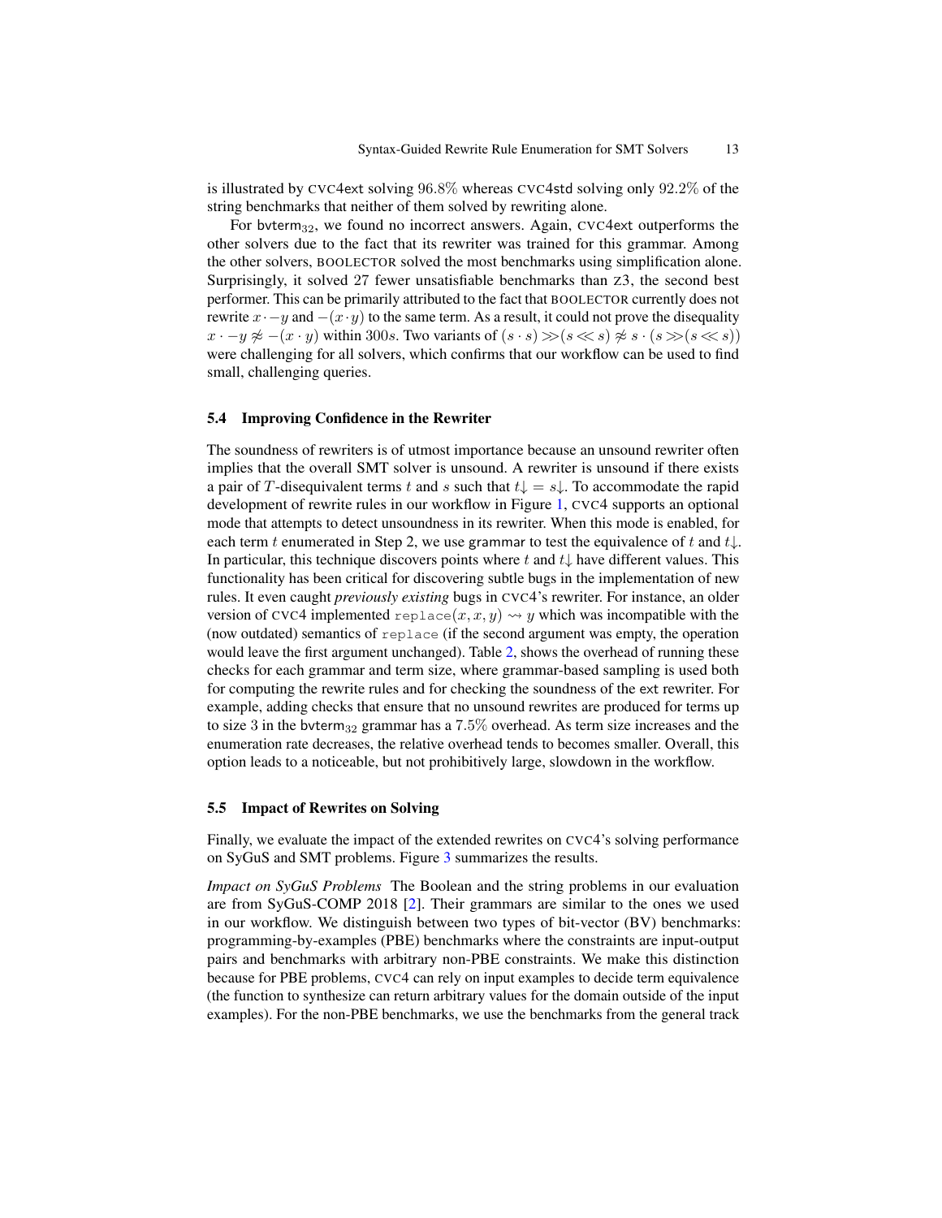is illustrated by CVC4ext solving $96.8\%$ whereas CVC4std solving only $92.2\%$ of the string benchmarks that neither of them solved by rewriting alone.

For $\mathsf{bvterm}_{32}$, we found no incorrect answers. Again, CVC4ext outperforms the other solvers due to the fact that its rewriter was trained for this grammar. Among the other solvers, BOOLECTOR solved the most benchmarks using simplification alone. Surprisingly, it solved 27 fewer unsatisfiable benchmarks than Z3, the second best performer. This can be primarily attributed to the fact that BOOLECTOR currently does not rewrite $x \cdot -y$ and $-(x \cdot y)$ to the same term. As a result, it could not prove the disequality $x \cdot -y \not\approx -(x \cdot y)$ within $300s$. Two variants of $(s \cdot s) \gg (s \ll s) \not\approx s \cdot (s \gg (s \ll s))$ were challenging for all solvers, which confirms that our workflow can be used to find small, challenging queries.

### 5.4 Improving Confidence in the Rewriter

The soundness of rewriters is of utmost importance because an unsound rewriter often implies that the overall SMT solver is unsound. A rewriter is unsound if there exists a pair of $T$-disequivalent terms $t$ and $s$ such that $t\downarrow = s\downarrow$. To accommodate the rapid development of rewrite rules in our workflow in Figure 1, CVC4 supports an optional mode that attempts to detect unsoundness in its rewriter. When this mode is enabled, for each term $t$ enumerated in Step 2, we use grammar to test the equivalence of $t$ and $t\downarrow$. In particular, this technique discovers points where $t$ and $t\downarrow$ have different values. This functionality has been critical for discovering subtle bugs in the implementation of new rules. It even caught *previously existing* bugs in CVC4's rewriter. For instance, an older version of CVC4 implemented $\mathtt{replace}(x, x, y) \rightsquigarrow y$ which was incompatible with the (now outdated) semantics of `replace` (if the second argument was empty, the operation would leave the first argument unchanged). Table 2, shows the overhead of running these checks for each grammar and term size, where grammar-based sampling is used both for computing the rewrite rules and for checking the soundness of the ext rewriter. For example, adding checks that ensure that no unsound rewrites are produced for terms up to size 3 in the $\mathsf{bvterm}_{32}$ grammar has a $7.5\%$ overhead. As term size increases and the enumeration rate decreases, the relative overhead tends to becomes smaller. Overall, this option leads to a noticeable, but not prohibitively large, slowdown in the workflow.

### 5.5 Impact of Rewrites on Solving

Finally, we evaluate the impact of the extended rewrites on CVC4's solving performance on SyGuS and SMT problems. Figure 3 summarizes the results.

*Impact on SyGuS Problems* The Boolean and the string problems in our evaluation are from SyGuS-COMP 2018 [2]. Their grammars are similar to the ones we used in our workflow. We distinguish between two types of bit-vector (BV) benchmarks: programming-by-examples (PBE) benchmarks where the constraints are input-output pairs and benchmarks with arbitrary non-PBE constraints. We make this distinction because for PBE problems, CVC4 can rely on input examples to decide term equivalence (the function to synthesize can return arbitrary values for the domain outside of the input examples). For the non-PBE benchmarks, we use the benchmarks from the general track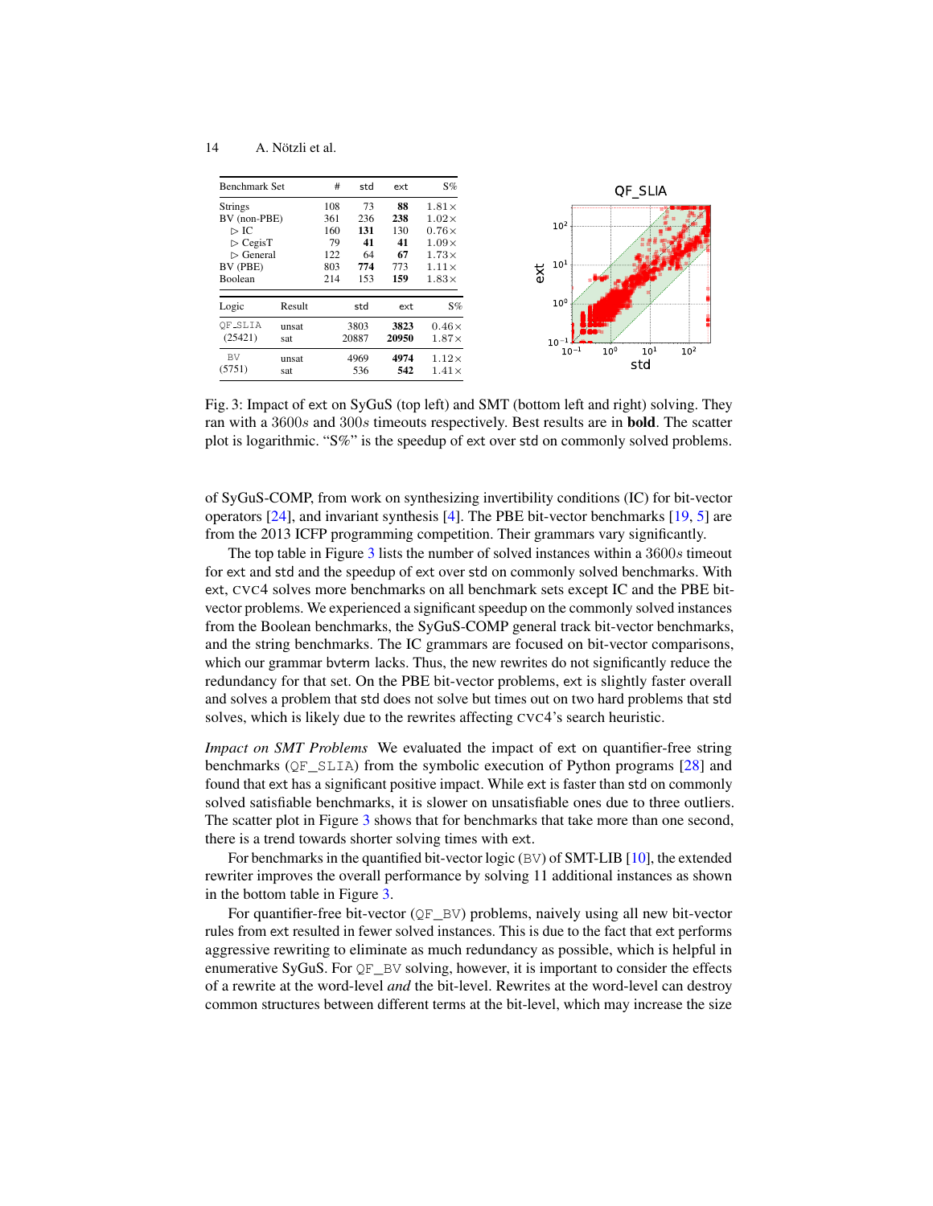| Benchmark Set | # | std | ext | S% |
|---|---|---|---|---|
| Strings | 108 | 73 | **88** | 1.81× |
| BV (non-PBE) | 361 | 236 | **238** | 1.02× |
| ▷ IC | 160 | **131** | 130 | 0.76× |
| ▷ CegisT | 79 | **41** | **41** | 1.09× |
| ▷ General | 122 | 64 | **67** | 1.73× |
| BV (PBE) | 803 | **774** | 773 | 1.11× |
| Boolean | 214 | 153 | **159** | 1.83× |

| Logic | Result | std | ext | S% |
|---|---|---|---|---|
| QF_SLIA (25421) | unsat | 3803 | **3823** | 0.46× |
| | sat | 20887 | **20950** | 1.87× |
| BV (5751) | unsat | 4969 | **4974** | 1.12× |
| | sat | 536 | **542** | 1.41× |

Fig. 3: Impact of ext on SyGuS (top left) and SMT (bottom left and right) solving. They ran with a $3600s$ and $300s$ timeouts respectively. Best results are in **bold**. The scatter plot is logarithmic. "S%" is the speedup of ext over std on commonly solved problems.

of SyGuS-COMP, from work on synthesizing invertibility conditions (IC) for bit-vector operators [24], and invariant synthesis [4]. The PBE bit-vector benchmarks [19, 5] are from the 2013 ICFP programming competition. Their grammars vary significantly.

The top table in Figure 3 lists the number of solved instances within a $3600s$ timeout for ext and std and the speedup of ext over std on commonly solved benchmarks. With ext, CVC4 solves more benchmarks on all benchmark sets except IC and the PBE bit-vector problems. We experienced a significant speedup on the commonly solved instances from the Boolean benchmarks, the SyGuS-COMP general track bit-vector benchmarks, and the string benchmarks. The IC grammars are focused on bit-vector comparisons, which our grammar bvterm lacks. Thus, the new rewrites do not significantly reduce the redundancy for that set. On the PBE bit-vector problems, ext is slightly faster overall and solves a problem that std does not solve but times out on two hard problems that std solves, which is likely due to the rewrites affecting CVC4's search heuristic.

*Impact on SMT Problems* We evaluated the impact of ext on quantifier-free string benchmarks (QF_SLIA) from the symbolic execution of Python programs [28] and found that ext has a significant positive impact. While ext is faster than std on commonly solved satisfiable benchmarks, it is slower on unsatisfiable ones due to three outliers. The scatter plot in Figure 3 shows that for benchmarks that take more than one second, there is a trend towards shorter solving times with ext.

For benchmarks in the quantified bit-vector logic (BV) of SMT-LIB [10], the extended rewriter improves the overall performance by solving 11 additional instances as shown in the bottom table in Figure 3.

For quantifier-free bit-vector (QF_BV) problems, naively using all new bit-vector rules from ext resulted in fewer solved instances. This is due to the fact that ext performs aggressive rewriting to eliminate as much redundancy as possible, which is helpful in enumerative SyGuS. For QF_BV solving, however, it is important to consider the effects of a rewrite at the word-level *and* the bit-level. Rewrites at the word-level can destroy common structures between different terms at the bit-level, which may increase the size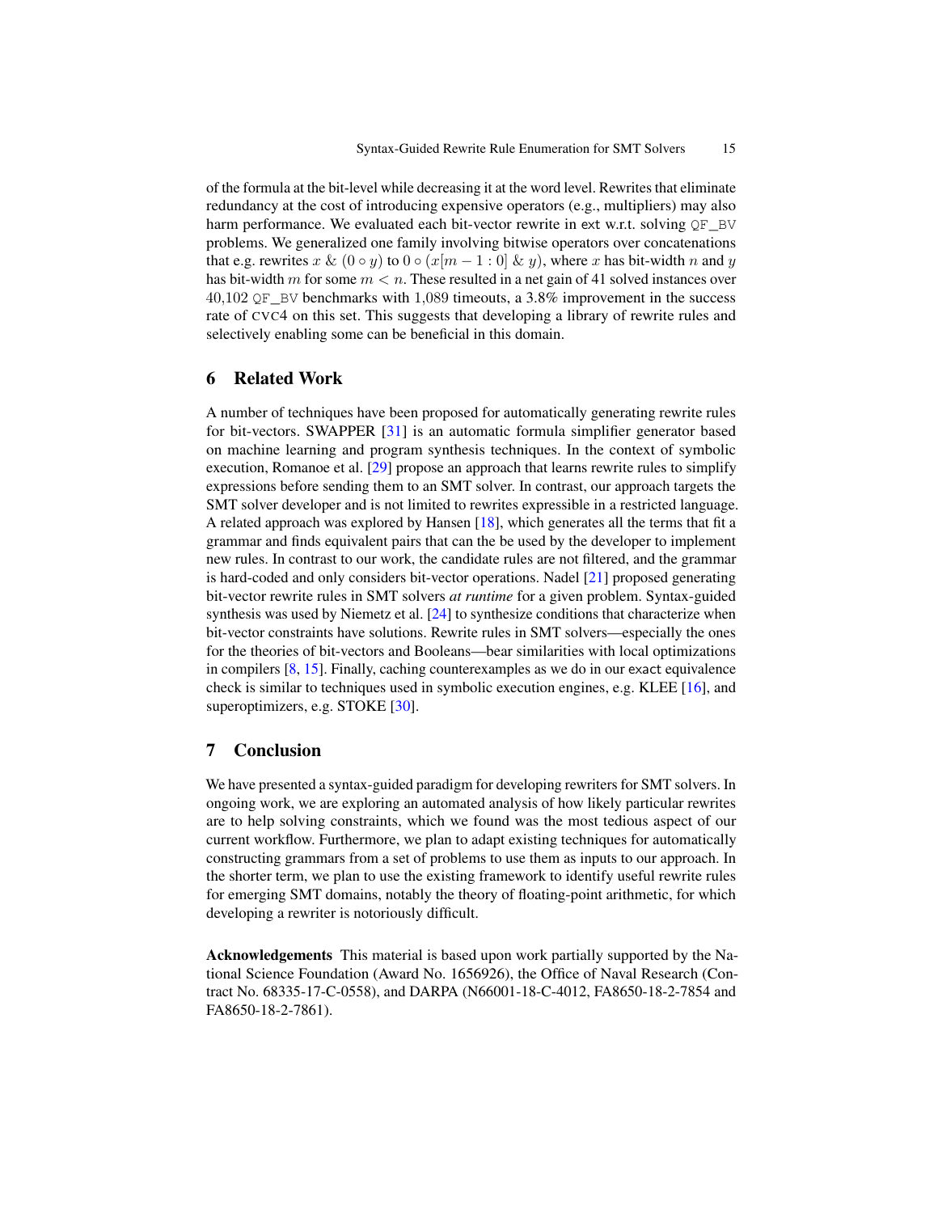of the formula at the bit-level while decreasing it at the word level. Rewrites that eliminate redundancy at the cost of introducing expensive operators (e.g., multipliers) may also harm performance. We evaluated each bit-vector rewrite in ext w.r.t. solving QF_BV problems. We generalized one family involving bitwise operators over concatenations that e.g. rewrites $x \mathbin{\&} (0 \circ y)$ to $0 \circ (x[m-1:0] \mathbin{\&} y)$, where $x$ has bit-width $n$ and $y$ has bit-width $m$ for some $m < n$. These resulted in a net gain of 41 solved instances over 40,102 QF_BV benchmarks with 1,089 timeouts, a 3.8% improvement in the success rate of CVC4 on this set. This suggests that developing a library of rewrite rules and selectively enabling some can be beneficial in this domain.

## 6 Related Work

A number of techniques have been proposed for automatically generating rewrite rules for bit-vectors. SWAPPER [31] is an automatic formula simplifier generator based on machine learning and program synthesis techniques. In the context of symbolic execution, Romanoe et al. [29] propose an approach that learns rewrite rules to simplify expressions before sending them to an SMT solver. In contrast, our approach targets the SMT solver developer and is not limited to rewrites expressible in a restricted language. A related approach was explored by Hansen [18], which generates all the terms that fit a grammar and finds equivalent pairs that can the be used by the developer to implement new rules. In contrast to our work, the candidate rules are not filtered, and the grammar is hard-coded and only considers bit-vector operations. Nadel [21] proposed generating bit-vector rewrite rules in SMT solvers *at runtime* for a given problem. Syntax-guided synthesis was used by Niemetz et al. [24] to synthesize conditions that characterize when bit-vector constraints have solutions. Rewrite rules in SMT solvers—especially the ones for the theories of bit-vectors and Booleans—bear similarities with local optimizations in compilers [8, 15]. Finally, caching counterexamples as we do in our exact equivalence check is similar to techniques used in symbolic execution engines, e.g. KLEE [16], and superoptimizers, e.g. STOKE [30].

## 7 Conclusion

We have presented a syntax-guided paradigm for developing rewriters for SMT solvers. In ongoing work, we are exploring an automated analysis of how likely particular rewrites are to help solving constraints, which we found was the most tedious aspect of our current workflow. Furthermore, we plan to adapt existing techniques for automatically constructing grammars from a set of problems to use them as inputs to our approach. In the shorter term, we plan to use the existing framework to identify useful rewrite rules for emerging SMT domains, notably the theory of floating-point arithmetic, for which developing a rewriter is notoriously difficult.

**Acknowledgements** This material is based upon work partially supported by the National Science Foundation (Award No. 1656926), the Office of Naval Research (Contract No. 68335-17-C-0558), and DARPA (N66001-18-C-4012, FA8650-18-2-7854 and FA8650-18-2-7861).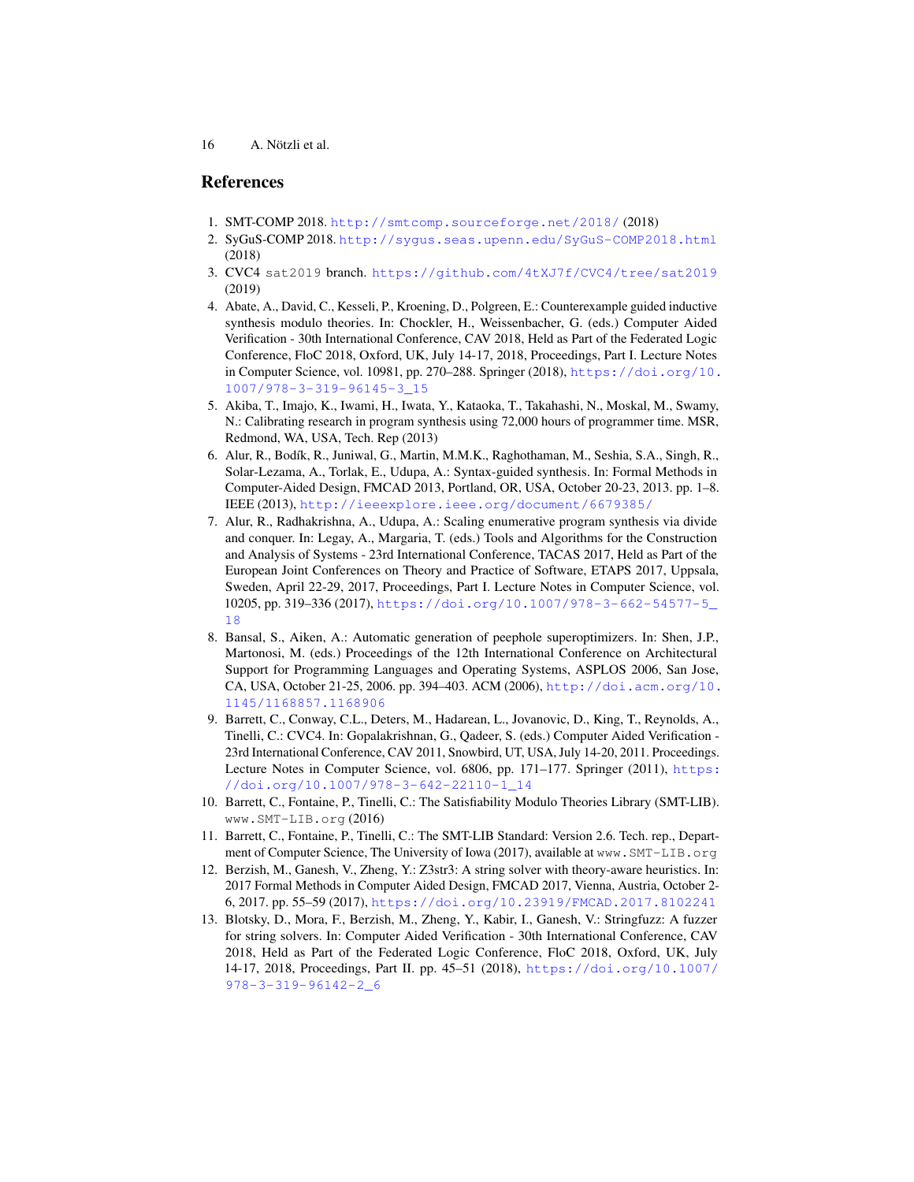## References

1. SMT-COMP 2018. http://smtcomp.sourceforge.net/2018/ (2018)
2. SyGuS-COMP 2018. http://sygus.seas.upenn.edu/SyGuS-COMP2018.html (2018)
3. CVC4 sat2019 branch. https://github.com/4tXJ7f/CVC4/tree/sat2019 (2019)
4. Abate, A., David, C., Kesseli, P., Kroening, D., Polgreen, E.: Counterexample guided inductive synthesis modulo theories. In: Chockler, H., Weissenbacher, G. (eds.) Computer Aided Verification - 30th International Conference, CAV 2018, Held as Part of the Federated Logic Conference, FloC 2018, Oxford, UK, July 14-17, 2018, Proceedings, Part I. Lecture Notes in Computer Science, vol. 10981, pp. 270–288. Springer (2018), https://doi.org/10.1007/978-3-319-96145-3_15
5. Akiba, T., Imajo, K., Iwami, H., Iwata, Y., Kataoka, T., Takahashi, N., Moskal, M., Swamy, N.: Calibrating research in program synthesis using 72,000 hours of programmer time. MSR, Redmond, WA, USA, Tech. Rep (2013)
6. Alur, R., Bodík, R., Juniwal, G., Martin, M.M.K., Raghothaman, M., Seshia, S.A., Singh, R., Solar-Lezama, A., Torlak, E., Udupa, A.: Syntax-guided synthesis. In: Formal Methods in Computer-Aided Design, FMCAD 2013, Portland, OR, USA, October 20-23, 2013. pp. 1–8. IEEE (2013), http://ieeexplore.ieee.org/document/6679385/
7. Alur, R., Radhakrishna, A., Udupa, A.: Scaling enumerative program synthesis via divide and conquer. In: Legay, A., Margaria, T. (eds.) Tools and Algorithms for the Construction and Analysis of Systems - 23rd International Conference, TACAS 2017, Held as Part of the European Joint Conferences on Theory and Practice of Software, ETAPS 2017, Uppsala, Sweden, April 22-29, 2017, Proceedings, Part I. Lecture Notes in Computer Science, vol. 10205, pp. 319–336 (2017), https://doi.org/10.1007/978-3-662-54577-5_18
8. Bansal, S., Aiken, A.: Automatic generation of peephole superoptimizers. In: Shen, J.P., Martonosi, M. (eds.) Proceedings of the 12th International Conference on Architectural Support for Programming Languages and Operating Systems, ASPLOS 2006, San Jose, CA, USA, October 21-25, 2006. pp. 394–403. ACM (2006), http://doi.acm.org/10.1145/1168857.1168906
9. Barrett, C., Conway, C.L., Deters, M., Hadarean, L., Jovanovic, D., King, T., Reynolds, A., Tinelli, C.: CVC4. In: Gopalakrishnan, G., Qadeer, S. (eds.) Computer Aided Verification - 23rd International Conference, CAV 2011, Snowbird, UT, USA, July 14-20, 2011. Proceedings. Lecture Notes in Computer Science, vol. 6806, pp. 171–177. Springer (2011), https://doi.org/10.1007/978-3-642-22110-1_14
10. Barrett, C., Fontaine, P., Tinelli, C.: The Satisfiability Modulo Theories Library (SMT-LIB). www.SMT-LIB.org (2016)
11. Barrett, C., Fontaine, P., Tinelli, C.: The SMT-LIB Standard: Version 2.6. Tech. rep., Department of Computer Science, The University of Iowa (2017), available at www.SMT-LIB.org
12. Berzish, M., Ganesh, V., Zheng, Y.: Z3str3: A string solver with theory-aware heuristics. In: 2017 Formal Methods in Computer Aided Design, FMCAD 2017, Vienna, Austria, October 2-6, 2017. pp. 55–59 (2017), https://doi.org/10.23919/FMCAD.2017.8102241
13. Blotsky, D., Mora, F., Berzish, M., Zheng, Y., Kabir, I., Ganesh, V.: Stringfuzz: A fuzzer for string solvers. In: Computer Aided Verification - 30th International Conference, CAV 2018, Held as Part of the Federated Logic Conference, FloC 2018, Oxford, UK, July 14-17, 2018, Proceedings, Part II. pp. 45–51 (2018), https://doi.org/10.1007/978-3-319-96142-2_6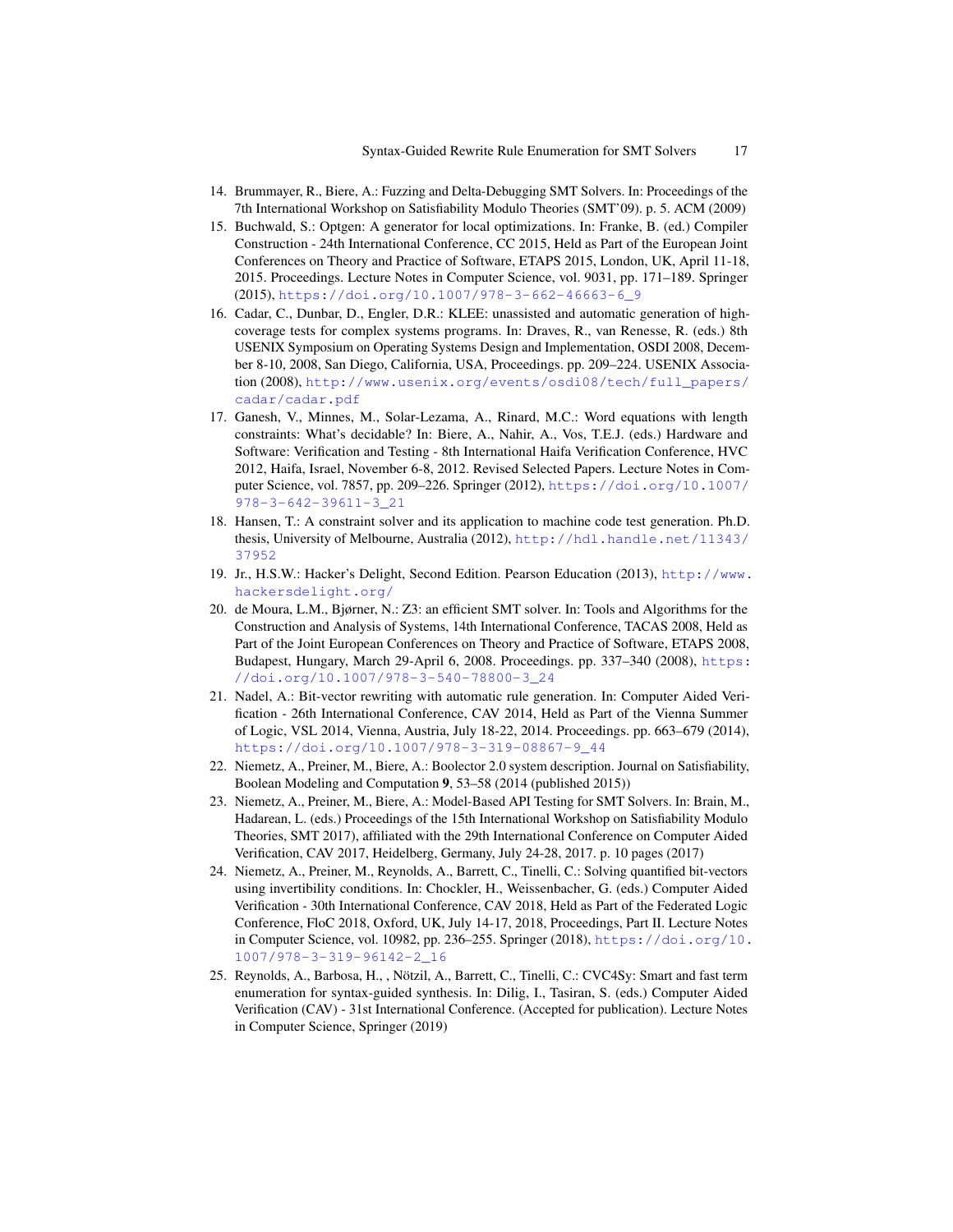14. Brummayer, R., Biere, A.: Fuzzing and Delta-Debugging SMT Solvers. In: Proceedings of the 7th International Workshop on Satisfiability Modulo Theories (SMT'09). p. 5. ACM (2009)
15. Buchwald, S.: Optgen: A generator for local optimizations. In: Franke, B. (ed.) Compiler Construction - 24th International Conference, CC 2015, Held as Part of the European Joint Conferences on Theory and Practice of Software, ETAPS 2015, London, UK, April 11-18, 2015. Proceedings. Lecture Notes in Computer Science, vol. 9031, pp. 171–189. Springer (2015), https://doi.org/10.1007/978-3-662-46663-6_9
16. Cadar, C., Dunbar, D., Engler, D.R.: KLEE: unassisted and automatic generation of high-coverage tests for complex systems programs. In: Draves, R., van Renesse, R. (eds.) 8th USENIX Symposium on Operating Systems Design and Implementation, OSDI 2008, December 8-10, 2008, San Diego, California, USA, Proceedings. pp. 209–224. USENIX Association (2008), http://www.usenix.org/events/osdi08/tech/full_papers/cadar/cadar.pdf
17. Ganesh, V., Minnes, M., Solar-Lezama, A., Rinard, M.C.: Word equations with length constraints: What's decidable? In: Biere, A., Nahir, A., Vos, T.E.J. (eds.) Hardware and Software: Verification and Testing - 8th International Haifa Verification Conference, HVC 2012, Haifa, Israel, November 6-8, 2012. Revised Selected Papers. Lecture Notes in Computer Science, vol. 7857, pp. 209–226. Springer (2012), https://doi.org/10.1007/978-3-642-39611-3_21
18. Hansen, T.: A constraint solver and its application to machine code test generation. Ph.D. thesis, University of Melbourne, Australia (2012), http://hdl.handle.net/11343/37952
19. Jr., H.S.W.: Hacker's Delight, Second Edition. Pearson Education (2013), http://www.hackersdelight.org/
20. de Moura, L.M., Bjørner, N.: Z3: an efficient SMT solver. In: Tools and Algorithms for the Construction and Analysis of Systems, 14th International Conference, TACAS 2008, Held as Part of the Joint European Conferences on Theory and Practice of Software, ETAPS 2008, Budapest, Hungary, March 29-April 6, 2008. Proceedings. pp. 337–340 (2008), https://doi.org/10.1007/978-3-540-78800-3_24
21. Nadel, A.: Bit-vector rewriting with automatic rule generation. In: Computer Aided Verification - 26th International Conference, CAV 2014, Held as Part of the Vienna Summer of Logic, VSL 2014, Vienna, Austria, July 18-22, 2014. Proceedings. pp. 663–679 (2014), https://doi.org/10.1007/978-3-319-08867-9_44
22. Niemetz, A., Preiner, M., Biere, A.: Boolector 2.0 system description. Journal on Satisfiability, Boolean Modeling and Computation **9**, 53–58 (2014 (published 2015))
23. Niemetz, A., Preiner, M., Biere, A.: Model-Based API Testing for SMT Solvers. In: Brain, M., Hadarean, L. (eds.) Proceedings of the 15th International Workshop on Satisfiability Modulo Theories, SMT 2017), affiliated with the 29th International Conference on Computer Aided Verification, CAV 2017, Heidelberg, Germany, July 24-28, 2017. p. 10 pages (2017)
24. Niemetz, A., Preiner, M., Reynolds, A., Barrett, C., Tinelli, C.: Solving quantified bit-vectors using invertibility conditions. In: Chockler, H., Weissenbacher, G. (eds.) Computer Aided Verification - 30th International Conference, CAV 2018, Held as Part of the Federated Logic Conference, FloC 2018, Oxford, UK, July 14-17, 2018, Proceedings, Part II. Lecture Notes in Computer Science, vol. 10982, pp. 236–255. Springer (2018), https://doi.org/10.1007/978-3-319-96142-2_16
25. Reynolds, A., Barbosa, H., , Nötzil, A., Barrett, C., Tinelli, C.: CVC4Sy: Smart and fast term enumeration for syntax-guided synthesis. In: Dilig, I., Tasiran, S. (eds.) Computer Aided Verification (CAV) - 31st International Conference. (Accepted for publication). Lecture Notes in Computer Science, Springer (2019)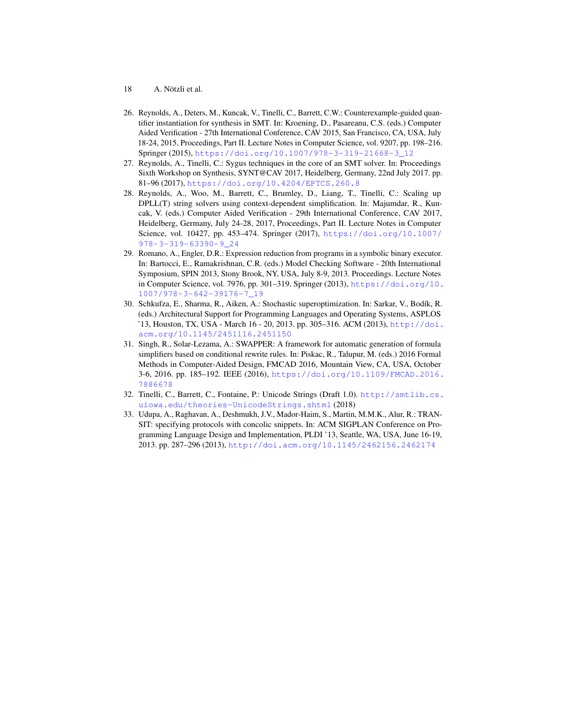26. Reynolds, A., Deters, M., Kuncak, V., Tinelli, C., Barrett, C.W.: Counterexample-guided quantifier instantiation for synthesis in SMT. In: Kroening, D., Pasareanu, C.S. (eds.) Computer Aided Verification - 27th International Conference, CAV 2015, San Francisco, CA, USA, July 18-24, 2015, Proceedings, Part II. Lecture Notes in Computer Science, vol. 9207, pp. 198–216. Springer (2015), https://doi.org/10.1007/978-3-319-21668-3_12
27. Reynolds, A., Tinelli, C.: Sygus techniques in the core of an SMT solver. In: Proceedings Sixth Workshop on Synthesis, SYNT@CAV 2017, Heidelberg, Germany, 22nd July 2017. pp. 81–96 (2017), https://doi.org/10.4204/EPTCS.260.8
28. Reynolds, A., Woo, M., Barrett, C., Brumley, D., Liang, T., Tinelli, C.: Scaling up DPLL(T) string solvers using context-dependent simplification. In: Majumdar, R., Kuncak, V. (eds.) Computer Aided Verification - 29th International Conference, CAV 2017, Heidelberg, Germany, July 24-28, 2017, Proceedings, Part II. Lecture Notes in Computer Science, vol. 10427, pp. 453–474. Springer (2017), https://doi.org/10.1007/978-3-319-63390-9_24
29. Romano, A., Engler, D.R.: Expression reduction from programs in a symbolic binary executor. In: Bartocci, E., Ramakrishnan, C.R. (eds.) Model Checking Software - 20th International Symposium, SPIN 2013, Stony Brook, NY, USA, July 8-9, 2013. Proceedings. Lecture Notes in Computer Science, vol. 7976, pp. 301–319. Springer (2013), https://doi.org/10.1007/978-3-642-39176-7_19
30. Schkufza, E., Sharma, R., Aiken, A.: Stochastic superoptimization. In: Sarkar, V., Bodík, R. (eds.) Architectural Support for Programming Languages and Operating Systems, ASPLOS '13, Houston, TX, USA - March 16 - 20, 2013. pp. 305–316. ACM (2013), http://doi.acm.org/10.1145/2451116.2451150
31. Singh, R., Solar-Lezama, A.: SWAPPER: A framework for automatic generation of formula simplifiers based on conditional rewrite rules. In: Piskac, R., Talupur, M. (eds.) 2016 Formal Methods in Computer-Aided Design, FMCAD 2016, Mountain View, CA, USA, October 3-6, 2016. pp. 185–192. IEEE (2016), https://doi.org/10.1109/FMCAD.2016.7886678
32. Tinelli, C., Barrett, C., Fontaine, P.: Unicode Strings (Draft 1.0). http://smtlib.cs.uiowa.edu/theories-UnicodeStrings.shtml (2018)
33. Udupa, A., Raghavan, A., Deshmukh, J.V., Mador-Haim, S., Martin, M.M.K., Alur, R.: TRANSIT: specifying protocols with concolic snippets. In: ACM SIGPLAN Conference on Programming Language Design and Implementation, PLDI '13, Seattle, WA, USA, June 16-19, 2013. pp. 287–296 (2013), http://doi.acm.org/10.1145/2462156.2462174